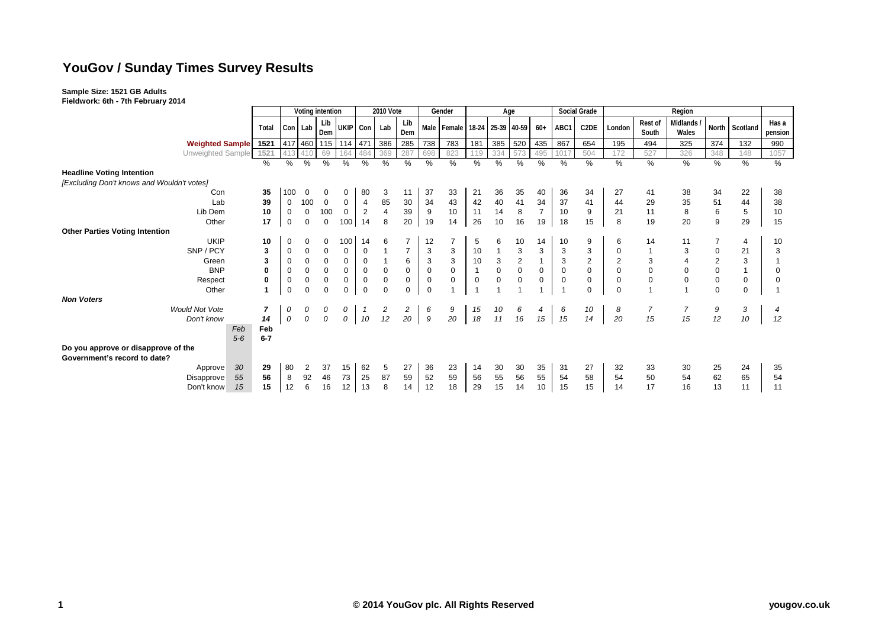# YouGov / Sunday Times Survey Results

**Sample Size: 1521 GB Adults**
**Fieldwork: 6th - 7th February 2014**

| | Feb 5-6 | Total | Voting intention | | | | 2010 Vote | | | Gender | | Age | | | | Social Grade | | Region | | | | | Has a pension |
|---|---|---|---|---|---|---|---|---|---|---|---|---|---|---|---|---|---|---|---|---|---|---|---|
| | | | Con | Lab | Lib Dem | UKIP | Con | Lab | Lib Dem | Male | Female | 18-24 | 25-39 | 40-59 | 60+ | ABC1 | C2DE | London | Rest of South | Midlands / Wales | North | Scotland | |
| **Weighted Sample** | | 1521 | 417 | 460 | 115 | 114 | 471 | 386 | 285 | 738 | 783 | 181 | 385 | 520 | 435 | 867 | 654 | 195 | 494 | 325 | 374 | 132 | 990 |
| Unweighted Sample | | 1521 | 413 | 410 | 69 | 164 | 484 | 369 | 287 | 698 | 823 | 119 | 334 | 573 | 495 | 1017 | 504 | 172 | 527 | 326 | 348 | 148 | 1057 |
| | | % | % | % | % | % | % | % | % | % | % | % | % | % | % | % | % | % | % | % | % | % | % |
| **Headline Voting Intention** | | | | | | | | | | | | | | | | | | | | | | | |
| *[Excluding Don't knows and Wouldn't votes]* | | | | | | | | | | | | | | | | | | | | | | | |
| Con | | **35** | 100 | 0 | 0 | 0 | 80 | 3 | 11 | 37 | 33 | 21 | 36 | 35 | 40 | 36 | 34 | 27 | 41 | 38 | 34 | 22 | 38 |
| Lab | | **39** | 0 | 100 | 0 | 0 | 4 | 85 | 30 | 34 | 43 | 42 | 40 | 41 | 34 | 37 | 41 | 44 | 29 | 35 | 51 | 44 | 38 |
| Lib Dem | | **10** | 0 | 0 | 100 | 0 | 2 | 4 | 39 | 9 | 10 | 11 | 14 | 8 | 7 | 10 | 9 | 21 | 11 | 8 | 6 | 5 | 10 |
| Other | | **17** | 0 | 0 | 0 | 100 | 14 | 8 | 20 | 19 | 14 | 26 | 10 | 16 | 19 | 18 | 15 | 8 | 19 | 20 | 9 | 29 | 15 |
| **Other Parties Voting Intention** | | | | | | | | | | | | | | | | | | | | | | | |
| UKIP | | **10** | 0 | 0 | 0 | 100 | 14 | 6 | 7 | 12 | 7 | 5 | 6 | 10 | 14 | 10 | 9 | 6 | 14 | 11 | 7 | 4 | 10 |
| SNP / PCY | | **3** | 0 | 0 | 0 | 0 | 0 | 1 | 7 | 3 | 3 | 10 | 1 | 3 | 3 | 3 | 3 | 0 | 1 | 3 | 0 | 21 | 3 |
| Green | | **3** | 0 | 0 | 0 | 0 | 0 | 1 | 6 | 3 | 3 | 10 | 3 | 2 | 1 | 3 | 2 | 2 | 3 | 4 | 2 | 3 | 1 |
| BNP | | **0** | 0 | 0 | 0 | 0 | 0 | 0 | 0 | 0 | 0 | 1 | 0 | 0 | 0 | 0 | 0 | 0 | 0 | 0 | 0 | 1 | 0 |
| Respect | | **0** | 0 | 0 | 0 | 0 | 0 | 0 | 0 | 0 | 0 | 0 | 0 | 0 | 0 | 0 | 0 | 0 | 0 | 0 | 0 | 0 | 0 |
| Other | | **1** | 0 | 0 | 0 | 0 | 0 | 0 | 0 | 0 | 1 | 1 | 1 | 1 | 1 | 1 | 0 | 0 | 1 | 1 | 0 | 0 | 1 |
| ***Non Voters*** | | | | | | | | | | | | | | | | | | | | | | | |
| *Would Not Vote* | | ***7*** | *0* | *0* | *0* | *0* | *1* | *2* | *2* | *6* | *9* | *15* | *10* | *6* | *4* | *6* | *10* | *8* | *7* | *7* | *9* | *3* | *4* |
| *Don't know* | | ***14*** | *0* | *0* | *0* | *0* | *10* | *12* | *20* | *9* | *20* | *18* | *11* | *16* | *15* | *15* | *14* | *20* | *15* | *15* | *12* | *10* | *12* |
| | *Feb 5-6* | **Feb 6-7** | | | | | | | | | | | | | | | | | | | | | |
| **Do you approve or disapprove of the Government's record to date?** | | | | | | | | | | | | | | | | | | | | | | | |
| Approve | *30* | **29** | 80 | 2 | 37 | 15 | 62 | 5 | 27 | 36 | 23 | 14 | 30 | 30 | 35 | 31 | 27 | 32 | 33 | 30 | 25 | 24 | 35 |
| Disapprove | *55* | **56** | 8 | 92 | 46 | 73 | 25 | 87 | 59 | 52 | 59 | 56 | 55 | 56 | 55 | 54 | 58 | 54 | 50 | 54 | 62 | 65 | 54 |
| Don't know | *15* | **15** | 12 | 6 | 16 | 12 | 13 | 8 | 14 | 12 | 18 | 29 | 15 | 14 | 10 | 15 | 15 | 14 | 17 | 16 | 13 | 11 | 11 |

© 2014 YouGov plc. All Rights Reserved

yougov.co.uk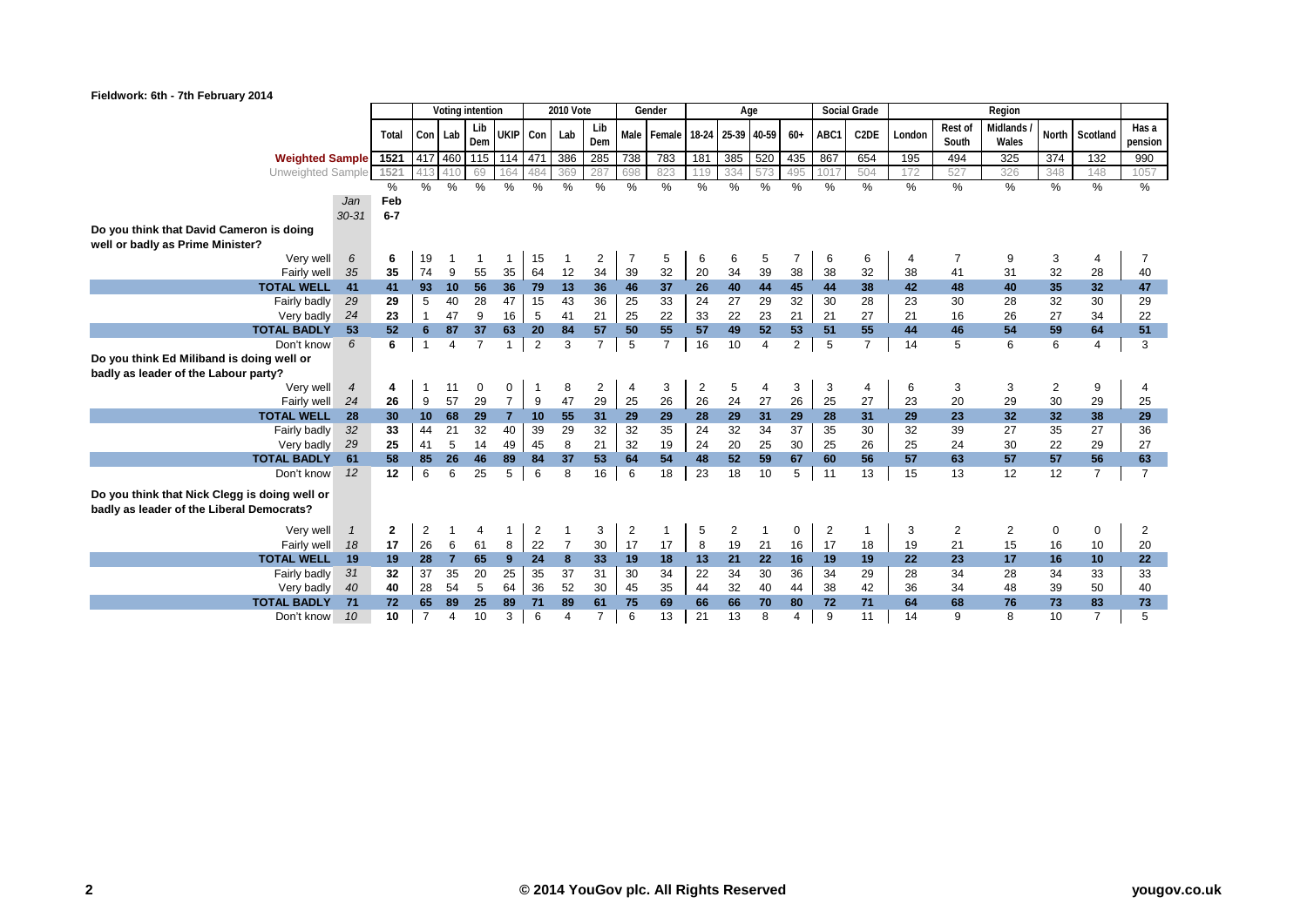**Fieldwork: 6th - 7th February 2014**

| | | Total | Voting intention | | | | 2010 Vote | | | Gender | | Age | | | | Social Grade | | Region | | | | | |
|---|---|---|---|---|---|---|---|---|---|---|---|---|---|---|---|---|---|---|---|---|---|---|---|
| | | | Con | Lab | Lib Dem | UKIP | Con | Lab | Lib Dem | Male | Female | 18-24 | 25-39 | 40-59 | 60+ | ABC1 | C2DE | London | Rest of South | Midlands / Wales | North | Scotland | Has a pension |
| Weighted Sample | | 1521 | 417 | 460 | 115 | 114 | 471 | 386 | 285 | 738 | 783 | 181 | 385 | 520 | 435 | 867 | 654 | 195 | 494 | 325 | 374 | 132 | 990 |
| Unweighted Sample | | 1521 | 413 | 410 | 69 | 164 | 484 | 369 | 287 | 698 | 823 | 119 | 334 | 573 | 495 | 1017 | 504 | 172 | 527 | 326 | 348 | 148 | 1057 |
| | | % | % | % | % | % | % | % | % | % | % | % | % | % | % | % | % | % | % | % | % | % | % |
| | Jan 30-31 | Feb 6-7 | | | | | | | | | | | | | | | | | | | | | |
| **Do you think that David Cameron is doing well or badly as Prime Minister?** | | | | | | | | | | | | | | | | | | | | | | | |
| Very well | 6 | 6 | 19 | 1 | 1 | 1 | 15 | 1 | 2 | 7 | 5 | 6 | 6 | 5 | 7 | 6 | 6 | 4 | 7 | 9 | 3 | 4 | 7 |
| Fairly well | 35 | 35 | 74 | 9 | 55 | 35 | 64 | 12 | 34 | 39 | 32 | 20 | 34 | 39 | 38 | 38 | 32 | 38 | 41 | 31 | 32 | 28 | 40 |
| **TOTAL WELL** | 41 | 41 | 93 | 10 | 56 | 36 | 79 | 13 | 36 | 46 | 37 | 26 | 40 | 44 | 45 | 44 | 38 | 42 | 48 | 40 | 35 | 32 | 47 |
| Fairly badly | 29 | 29 | 5 | 40 | 28 | 47 | 15 | 43 | 36 | 25 | 33 | 24 | 27 | 29 | 32 | 30 | 28 | 23 | 30 | 28 | 32 | 30 | 29 |
| Very badly | 24 | 23 | 1 | 47 | 9 | 16 | 5 | 41 | 21 | 25 | 22 | 33 | 22 | 23 | 21 | 21 | 27 | 21 | 16 | 26 | 27 | 34 | 22 |
| **TOTAL BADLY** | 53 | 52 | 6 | 87 | 37 | 63 | 20 | 84 | 57 | 50 | 55 | 57 | 49 | 52 | 53 | 51 | 55 | 44 | 46 | 54 | 59 | 64 | 51 |
| Don't know | 6 | 6 | 1 | 4 | 7 | 1 | 2 | 3 | 7 | 5 | 7 | 16 | 10 | 4 | 2 | 5 | 7 | 14 | 5 | 6 | 6 | 4 | 3 |
| **Do you think Ed Miliband is doing well or badly as leader of the Labour party?** | | | | | | | | | | | | | | | | | | | | | | | |
| Very well | 4 | 4 | 1 | 11 | 0 | 0 | 1 | 8 | 2 | 4 | 3 | 2 | 5 | 4 | 3 | 3 | 4 | 6 | 3 | 3 | 2 | 9 | 4 |
| Fairly well | 24 | 26 | 9 | 57 | 29 | 7 | 9 | 47 | 29 | 25 | 26 | 26 | 24 | 27 | 26 | 25 | 27 | 23 | 20 | 29 | 30 | 29 | 25 |
| **TOTAL WELL** | 28 | 30 | 10 | 68 | 29 | 7 | 10 | 55 | 31 | 29 | 29 | 28 | 29 | 31 | 29 | 28 | 31 | 29 | 23 | 32 | 32 | 38 | 29 |
| Fairly badly | 32 | 33 | 44 | 21 | 32 | 40 | 39 | 29 | 32 | 32 | 35 | 24 | 32 | 34 | 37 | 35 | 30 | 32 | 39 | 27 | 35 | 27 | 36 |
| Very badly | 29 | 25 | 41 | 5 | 14 | 49 | 45 | 8 | 21 | 32 | 19 | 24 | 20 | 25 | 30 | 25 | 26 | 25 | 24 | 30 | 22 | 29 | 27 |
| **TOTAL BADLY** | 61 | 58 | 85 | 26 | 46 | 89 | 84 | 37 | 53 | 64 | 54 | 48 | 52 | 59 | 67 | 60 | 56 | 57 | 63 | 57 | 57 | 56 | 63 |
| Don't know | 12 | 12 | 6 | 6 | 25 | 5 | 6 | 8 | 16 | 6 | 18 | 23 | 18 | 10 | 5 | 11 | 13 | 15 | 13 | 12 | 12 | 7 | 7 |
| **Do you think that Nick Clegg is doing well or badly as leader of the Liberal Democrats?** | | | | | | | | | | | | | | | | | | | | | | | |
| Very well | 1 | 2 | 2 | 1 | 4 | 1 | 2 | 1 | 3 | 2 | 1 | 5 | 2 | 1 | 0 | 2 | 1 | 3 | 2 | 2 | 0 | 0 | 2 |
| Fairly well | 18 | 17 | 26 | 6 | 61 | 8 | 22 | 7 | 30 | 17 | 17 | 8 | 19 | 21 | 16 | 17 | 18 | 19 | 21 | 15 | 16 | 10 | 20 |
| **TOTAL WELL** | 19 | 19 | 28 | 7 | 65 | 9 | 24 | 8 | 33 | 19 | 18 | 13 | 21 | 22 | 16 | 19 | 19 | 22 | 23 | 17 | 16 | 10 | 22 |
| Fairly badly | 31 | 32 | 37 | 35 | 20 | 25 | 35 | 37 | 31 | 30 | 34 | 22 | 34 | 30 | 36 | 34 | 29 | 28 | 34 | 28 | 34 | 33 | 33 |
| Very badly | 40 | 40 | 28 | 54 | 5 | 64 | 36 | 52 | 30 | 45 | 35 | 44 | 32 | 40 | 44 | 38 | 42 | 36 | 34 | 48 | 39 | 50 | 40 |
| **TOTAL BADLY** | 71 | 72 | 65 | 89 | 25 | 89 | 71 | 89 | 61 | 75 | 69 | 66 | 66 | 70 | 80 | 72 | 71 | 64 | 68 | 76 | 73 | 83 | 73 |
| Don't know | 10 | 10 | 7 | 4 | 10 | 3 | 6 | 4 | 7 | 6 | 13 | 21 | 13 | 8 | 4 | 9 | 11 | 14 | 9 | 8 | 10 | 7 | 5 |

© 2014 YouGov plc. All Rights Reserved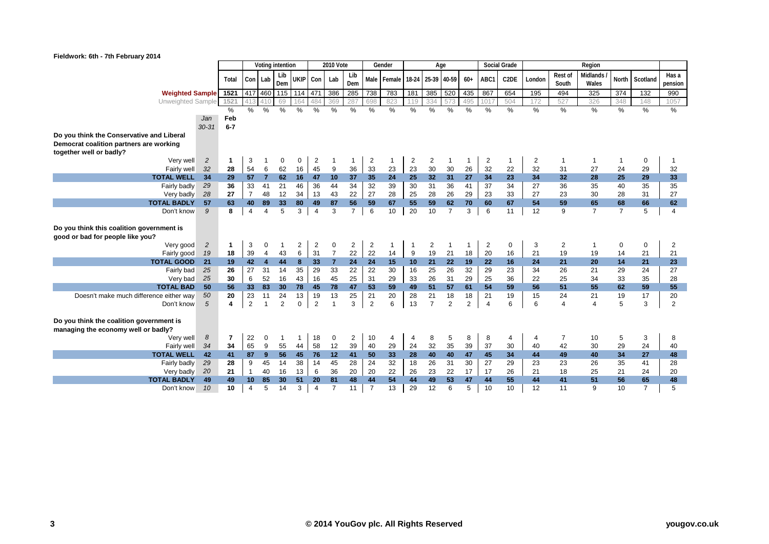**Fieldwork: 6th - 7th February 2014**

| | | | Voting intention | | | | | 2010 Vote | | | Gender | | Age | | | | Social Grade | | Region | | | | | |
|---|---|---|---|---|---|---|---|---|---|---|---|---|---|---|---|---|---|---|---|---|---|---|---|---|
| | | Total | Con | Lab | Lib Dem | UKIP | Con | Lab | Lib Dem | Male | Female | 18-24 | 25-39 | 40-59 | 60+ | ABC1 | C2DE | London | Rest of South | Midlands / Wales | North | Scotland | Has a pension |
| **Weighted Sample** | | 1521 | 417 | 460 | 115 | 114 | 471 | 386 | 285 | 738 | 783 | 181 | 385 | 520 | 435 | 867 | 654 | 195 | 494 | 325 | 374 | 132 | 990 |
| Unweighted Sample | | 1521 | 413 | 410 | 69 | 164 | 484 | 369 | 287 | 698 | 823 | 119 | 334 | 573 | 495 | 1017 | 504 | 172 | 527 | 326 | 348 | 148 | 1057 |
| | | % | % | % | % | % | % | % | % | % | % | % | % | % | % | % | % | % | % | % | % | % | % |
| | *Jan 30-31* | Feb 6-7 | | | | | | | | | | | | | | | | | | | | | |
| **Do you think the Conservative and Liberal Democrat coalition partners are working together well or badly?** | | | | | | | | | | | | | | | | | | | | | | | |
| Very well | *2* | **1** | 3 | 1 | 0 | 0 | 2 | 1 | 1 | 2 | 1 | 2 | 2 | 1 | 1 | 2 | 1 | 2 | 1 | 1 | 1 | 0 | 1 |
| Fairly well | *32* | **28** | 54 | 6 | 62 | 16 | 45 | 9 | 36 | 33 | 23 | 23 | 30 | 30 | 26 | 32 | 22 | 32 | 31 | 27 | 24 | 29 | 32 |
| **TOTAL WELL** | **34** | **29** | **57** | **7** | **62** | **16** | **47** | **10** | **37** | **35** | **24** | **25** | **32** | **31** | **27** | **34** | **23** | **34** | **32** | **28** | **25** | **29** | **33** |
| Fairly badly | *29* | **36** | 33 | 41 | 21 | 46 | 36 | 44 | 34 | 32 | 39 | 30 | 31 | 36 | 41 | 37 | 34 | 27 | 36 | 35 | 40 | 35 | 35 |
| Very badly | *28* | **27** | 7 | 48 | 12 | 34 | 13 | 43 | 22 | 27 | 28 | 25 | 28 | 26 | 29 | 23 | 33 | 27 | 23 | 30 | 28 | 31 | 27 |
| **TOTAL BADLY** | **57** | **63** | **40** | **89** | **33** | **80** | **49** | **87** | **56** | **59** | **67** | **55** | **59** | **62** | **70** | **60** | **67** | **54** | **59** | **65** | **68** | **66** | **62** |
| Don't know | *9* | **8** | 4 | 4 | 5 | 3 | 4 | 3 | 7 | 6 | 10 | 20 | 10 | 7 | 3 | 6 | 11 | 12 | 9 | 7 | 7 | 5 | 4 |
| **Do you think this coalition government is good or bad for people like you?** | | | | | | | | | | | | | | | | | | | | | | | |
| Very good | *2* | **1** | 3 | 0 | 1 | 2 | 2 | 0 | 2 | 2 | 1 | 1 | 2 | 1 | 1 | 2 | 0 | 3 | 2 | 1 | 0 | 0 | 2 |
| Fairly good | *19* | **18** | 39 | 4 | 43 | 6 | 31 | 7 | 22 | 22 | 14 | 9 | 19 | 21 | 18 | 20 | 16 | 21 | 19 | 19 | 14 | 21 | 21 |
| **TOTAL GOOD** | **21** | **19** | **42** | **4** | **44** | **8** | **33** | **7** | **24** | **24** | **15** | **10** | **21** | **22** | **19** | **22** | **16** | **24** | **21** | **20** | **14** | **21** | **23** |
| Fairly bad | *25* | **26** | 27 | 31 | 14 | 35 | 29 | 33 | 22 | 22 | 30 | 16 | 25 | 26 | 32 | 29 | 23 | 34 | 26 | 21 | 29 | 24 | 27 |
| Very bad | *25* | **30** | 6 | 52 | 16 | 43 | 16 | 45 | 25 | 31 | 29 | 33 | 26 | 31 | 29 | 25 | 36 | 22 | 25 | 34 | 33 | 35 | 28 |
| **TOTAL BAD** | **50** | **56** | **33** | **83** | **30** | **78** | **45** | **78** | **47** | **53** | **59** | **49** | **51** | **57** | **61** | **54** | **59** | **56** | **51** | **55** | **62** | **59** | **55** |
| Doesn't make much difference either way | *50* | **20** | 23 | 11 | 24 | 13 | 19 | 13 | 25 | 21 | 20 | 28 | 21 | 18 | 18 | 21 | 19 | 15 | 24 | 21 | 19 | 17 | 20 |
| Don't know | *5* | **4** | 2 | 1 | 2 | 0 | 2 | 1 | 3 | 2 | 6 | 13 | 7 | 2 | 2 | 4 | 6 | 6 | 4 | 4 | 5 | 3 | 2 |
| **Do you think the coalition government is managing the economy well or badly?** | | | | | | | | | | | | | | | | | | | | | | | |
| Very well | *8* | **7** | 22 | 0 | 1 | 1 | 18 | 0 | 2 | 10 | 4 | 4 | 8 | 5 | 8 | 8 | 4 | 4 | 7 | 10 | 5 | 3 | 8 |
| Fairly well | *34* | **34** | 65 | 9 | 55 | 44 | 58 | 12 | 39 | 40 | 29 | 24 | 32 | 35 | 39 | 37 | 30 | 40 | 42 | 30 | 29 | 24 | 40 |
| **TOTAL WELL** | **42** | **41** | **87** | **9** | **56** | **45** | **76** | **12** | **41** | **50** | **33** | **28** | **40** | **40** | **47** | **45** | **34** | **44** | **49** | **40** | **34** | **27** | **48** |
| Fairly badly | *29* | **28** | 9 | 45 | 14 | 38 | 14 | 45 | 28 | 24 | 32 | 18 | 26 | 31 | 30 | 27 | 29 | 23 | 23 | 26 | 35 | 41 | 28 |
| Very badly | *20* | **21** | 1 | 40 | 16 | 13 | 6 | 36 | 20 | 20 | 22 | 26 | 23 | 22 | 17 | 17 | 26 | 21 | 18 | 25 | 21 | 24 | 20 |
| **TOTAL BADLY** | **49** | **49** | **10** | **85** | **30** | **51** | **20** | **81** | **48** | **44** | **54** | **44** | **49** | **53** | **47** | **44** | **55** | **44** | **41** | **51** | **56** | **65** | **48** |
| Don't know | *10* | **10** | 4 | 5 | 14 | 3 | 4 | 7 | 11 | 7 | 13 | 29 | 12 | 6 | 5 | 10 | 10 | 12 | 11 | 9 | 10 | 7 | 5 |

© 2014 YouGov plc. All Rights Reserved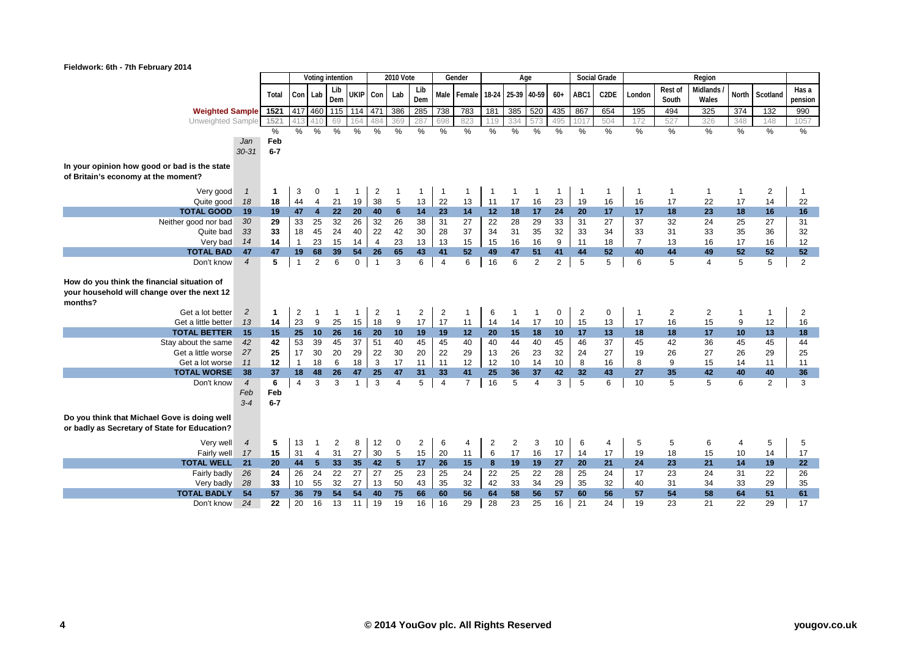Fieldwork: 6th - 7th February 2014

| | | | Voting intention | | | | 2010 Vote | | | Gender | | Age | | | | Social Grade | | Region | | | | | |
|---|---|---|---|---|---|---|---|---|---|---|---|---|---|---|---|---|---|---|---|---|---|---|---|
| | | Total | Con | Lab | Lib Dem | UKIP | Con | Lab | Lib Dem | Male | Female | 18-24 | 25-39 | 40-59 | 60+ | ABC1 | C2DE | London | Rest of South | Midlands / Wales | North | Scotland | Has a pension |
| **Weighted Sample** | | 1521 | 417 | 460 | 115 | 114 | 471 | 386 | 285 | 738 | 783 | 181 | 385 | 520 | 435 | 867 | 654 | 195 | 494 | 325 | 374 | 132 | 990 |
| Unweighted Sample | | 1521 | 413 | 410 | 69 | 164 | 484 | 369 | 287 | 698 | 823 | 119 | 334 | 573 | 495 | 1017 | 504 | 172 | 527 | 326 | 348 | 148 | 1057 |
| | | % | % | % | % | % | % | % | % | % | % | % | % | % | % | % | % | % | % | % | % | % | % |
| | *Jan 30-31* | **Feb 6-7** | | | | | | | | | | | | | | | | | | | | | |
| **In your opinion how good or bad is the state of Britain's economy at the moment?** | | | | | | | | | | | | | | | | | | | | | | | |
| Very good | *1* | **1** | 3 | 0 | 1 | 1 | 2 | 1 | 1 | 1 | 1 | 1 | 1 | 1 | 1 | 1 | 1 | 1 | 1 | 1 | 1 | 2 | 1 |
| Quite good | *18* | **18** | 44 | 4 | 21 | 19 | 38 | 5 | 13 | 22 | 13 | 11 | 17 | 16 | 23 | 19 | 16 | 16 | 17 | 22 | 17 | 14 | 22 |
| **TOTAL GOOD** | **19** | **19** | **47** | **4** | **22** | **20** | **40** | **6** | **14** | **23** | **14** | **12** | **18** | **17** | **24** | **20** | **17** | **17** | **18** | **23** | **18** | **16** | **16** |
| Neither good nor bad | *30* | **29** | 33 | 25 | 32 | 26 | 32 | 26 | 38 | 31 | 27 | 22 | 28 | 29 | 33 | 31 | 27 | 37 | 32 | 24 | 25 | 27 | 31 |
| Quite bad | *33* | **33** | 18 | 45 | 24 | 40 | 22 | 42 | 30 | 28 | 37 | 34 | 31 | 35 | 32 | 33 | 34 | 33 | 31 | 33 | 35 | 36 | 32 |
| Very bad | *14* | **14** | 1 | 23 | 15 | 14 | 4 | 23 | 13 | 13 | 15 | 15 | 16 | 16 | 9 | 11 | 18 | 7 | 13 | 16 | 17 | 16 | 12 |
| **TOTAL BAD** | **47** | **47** | **19** | **68** | **39** | **54** | **26** | **65** | **43** | **41** | **52** | **49** | **47** | **51** | **41** | **44** | **52** | **40** | **44** | **49** | **52** | **52** | **52** |
| Don't know | *4* | **5** | 1 | 2 | 6 | 0 | 1 | 3 | 6 | 4 | 6 | 16 | 6 | 2 | 2 | 5 | 5 | 6 | 5 | 4 | 5 | 5 | 2 |
| **How do you think the financial situation of your household will change over the next 12 months?** | | | | | | | | | | | | | | | | | | | | | | | |
| Get a lot better | *2* | **1** | 2 | 1 | 1 | 1 | 2 | 1 | 2 | 2 | 1 | 6 | 1 | 1 | 0 | 2 | 0 | 1 | 2 | 2 | 1 | 1 | 2 |
| Get a little better | *13* | **14** | 23 | 9 | 25 | 15 | 18 | 9 | 17 | 17 | 11 | 14 | 14 | 17 | 10 | 15 | 13 | 17 | 16 | 15 | 9 | 12 | 16 |
| **TOTAL BETTER** | **15** | **15** | **25** | **10** | **26** | **16** | **20** | **10** | **19** | **19** | **12** | **20** | **15** | **18** | **10** | **17** | **13** | **18** | **18** | **17** | **10** | **13** | **18** |
| Stay about the same | *42* | **42** | 53 | 39 | 45 | 37 | 51 | 40 | 45 | 45 | 40 | 40 | 44 | 40 | 45 | 46 | 37 | 45 | 42 | 36 | 45 | 45 | 44 |
| Get a little worse | *27* | **25** | 17 | 30 | 20 | 29 | 22 | 30 | 20 | 22 | 29 | 13 | 26 | 23 | 32 | 24 | 27 | 19 | 26 | 27 | 26 | 29 | 25 |
| Get a lot worse | *11* | **12** | 1 | 18 | 6 | 18 | 3 | 17 | 11 | 11 | 12 | 12 | 10 | 14 | 10 | 8 | 16 | 8 | 9 | 15 | 14 | 11 | 11 |
| **TOTAL WORSE** | **38** | **37** | **18** | **48** | **26** | **47** | **25** | **47** | **31** | **33** | **41** | **25** | **36** | **37** | **42** | **32** | **43** | **27** | **35** | **42** | **40** | **40** | **36** |
| Don't know | *4* | **6** | 4 | 3 | 3 | 1 | 3 | 4 | 5 | 4 | 7 | 16 | 5 | 4 | 3 | 5 | 6 | 10 | 5 | 5 | 6 | 2 | 3 |
| | *Feb 3-4* | **Feb 6-7** | | | | | | | | | | | | | | | | | | | | | |
| **Do you think that Michael Gove is doing well or badly as Secretary of State for Education?** | | | | | | | | | | | | | | | | | | | | | | | |
| Very well | *4* | **5** | 13 | 1 | 2 | 8 | 12 | 0 | 2 | 6 | 4 | 2 | 2 | 3 | 10 | 6 | 4 | 5 | 5 | 6 | 4 | 5 | 5 |
| Fairly well | *17* | **15** | 31 | 4 | 31 | 27 | 30 | 5 | 15 | 20 | 11 | 6 | 17 | 16 | 17 | 14 | 17 | 19 | 18 | 15 | 10 | 14 | 17 |
| **TOTAL WELL** | **21** | **20** | **44** | **5** | **33** | **35** | **42** | **5** | **17** | **26** | **15** | **8** | **19** | **19** | **27** | **20** | **21** | **24** | **23** | **21** | **14** | **19** | **22** |
| Fairly badly | *26* | **24** | 26 | 24 | 22 | 27 | 27 | 25 | 23 | 25 | 24 | 22 | 25 | 22 | 28 | 25 | 24 | 17 | 23 | 24 | 31 | 22 | 26 |
| Very badly | *28* | **33** | 10 | 55 | 32 | 27 | 13 | 50 | 43 | 35 | 32 | 42 | 33 | 34 | 29 | 35 | 32 | 40 | 31 | 34 | 33 | 29 | 35 |
| **TOTAL BADLY** | **54** | **57** | **36** | **79** | **54** | **54** | **40** | **75** | **66** | **60** | **56** | **64** | **58** | **56** | **57** | **60** | **56** | **57** | **54** | **58** | **64** | **51** | **61** |
| Don't know | *24* | **22** | 20 | 16 | 13 | 11 | 19 | 19 | 16 | 16 | 29 | 28 | 23 | 25 | 16 | 21 | 24 | 19 | 23 | 21 | 22 | 29 | 17 |

© 2014 YouGov plc. All Rights Reserved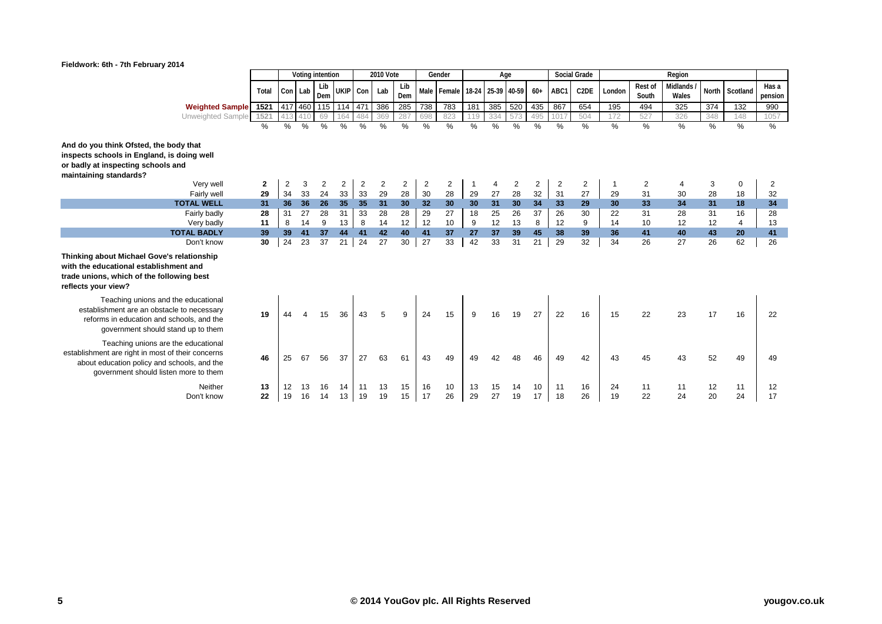**Fieldwork: 6th - 7th February 2014**

| | Total | Voting intention | | | | 2010 Vote | | | Gender | | Age | | | | Social Grade | | Region | | | | | Has a pension |
|---|---|---|---|---|---|---|---|---|---|---|---|---|---|---|---|---|---|---|---|---|---|---|
| | | Con | Lab | Lib Dem | UKIP | Con | Lab | Lib Dem | Male | Female | 18-24 | 25-39 | 40-59 | 60+ | ABC1 | C2DE | London | Rest of South | Midlands / Wales | North | Scotland | |
| **Weighted Sample** | 1521 | 417 | 460 | 115 | 114 | 471 | 386 | 285 | 738 | 783 | 181 | 385 | 520 | 435 | 867 | 654 | 195 | 494 | 325 | 374 | 132 | 990 |
| Unweighted Sample | 1521 | 413 | 410 | 69 | 164 | 484 | 369 | 287 | 698 | 823 | 119 | 334 | 573 | 495 | 1017 | 504 | 172 | 527 | 326 | 348 | 148 | 1057 |
| | % | % | % | % | % | % | % | % | % | % | % | % | % | % | % | % | % | % | % | % | % | % |
| **And do you think Ofsted, the body that inspects schools in England, is doing well or badly at inspecting schools and maintaining standards?** | | | | | | | | | | | | | | | | | | | | | | |
| Very well | 2 | 2 | 3 | 2 | 2 | 2 | 2 | 2 | 2 | 2 | 1 | 4 | 2 | 2 | 2 | 2 | 1 | 2 | 4 | 3 | 0 | 2 |
| Fairly well | 29 | 34 | 33 | 24 | 33 | 33 | 29 | 28 | 30 | 28 | 29 | 27 | 28 | 32 | 31 | 27 | 29 | 31 | 30 | 28 | 18 | 32 |
| **TOTAL WELL** | **31** | **36** | **36** | **26** | **35** | **35** | **31** | **30** | **32** | **30** | **30** | **31** | **30** | **34** | **33** | **29** | **30** | **33** | **34** | **31** | **18** | **34** |
| Fairly badly | 28 | 31 | 27 | 28 | 31 | 33 | 28 | 28 | 29 | 27 | 18 | 25 | 26 | 37 | 26 | 30 | 22 | 31 | 28 | 31 | 16 | 28 |
| Very badly | 11 | 8 | 14 | 9 | 13 | 8 | 14 | 12 | 12 | 10 | 9 | 12 | 13 | 8 | 12 | 9 | 14 | 10 | 12 | 12 | 4 | 13 |
| **TOTAL BADLY** | **39** | **39** | **41** | **37** | **44** | **41** | **42** | **40** | **41** | **37** | **27** | **37** | **39** | **45** | **38** | **39** | **36** | **41** | **40** | **43** | **20** | **41** |
| Don't know | 30 | 24 | 23 | 37 | 21 | 24 | 27 | 30 | 27 | 33 | 42 | 33 | 31 | 21 | 29 | 32 | 34 | 26 | 27 | 26 | 62 | 26 |
| **Thinking about Michael Gove's relationship with the educational establishment and trade unions, which of the following best reflects your view?** | | | | | | | | | | | | | | | | | | | | | | |
| Teaching unions and the educational establishment are an obstacle to necessary reforms in education and schools, and the government should stand up to them | 19 | 44 | 4 | 15 | 36 | 43 | 5 | 9 | 24 | 15 | 9 | 16 | 19 | 27 | 22 | 16 | 15 | 22 | 23 | 17 | 16 | 22 |
| Teaching unions are the educational establishment are right in most of their concerns about education policy and schools, and the government should listen more to them | 46 | 25 | 67 | 56 | 37 | 27 | 63 | 61 | 43 | 49 | 49 | 42 | 48 | 46 | 49 | 42 | 43 | 45 | 43 | 52 | 49 | 49 |
| Neither | 13 | 12 | 13 | 16 | 14 | 11 | 13 | 15 | 16 | 10 | 13 | 15 | 14 | 10 | 11 | 16 | 24 | 11 | 11 | 12 | 11 | 12 |
| Don't know | 22 | 19 | 16 | 14 | 13 | 19 | 19 | 15 | 17 | 26 | 29 | 27 | 19 | 17 | 18 | 26 | 19 | 22 | 24 | 20 | 24 | 17 |

© 2014 YouGov plc. All Rights Reserved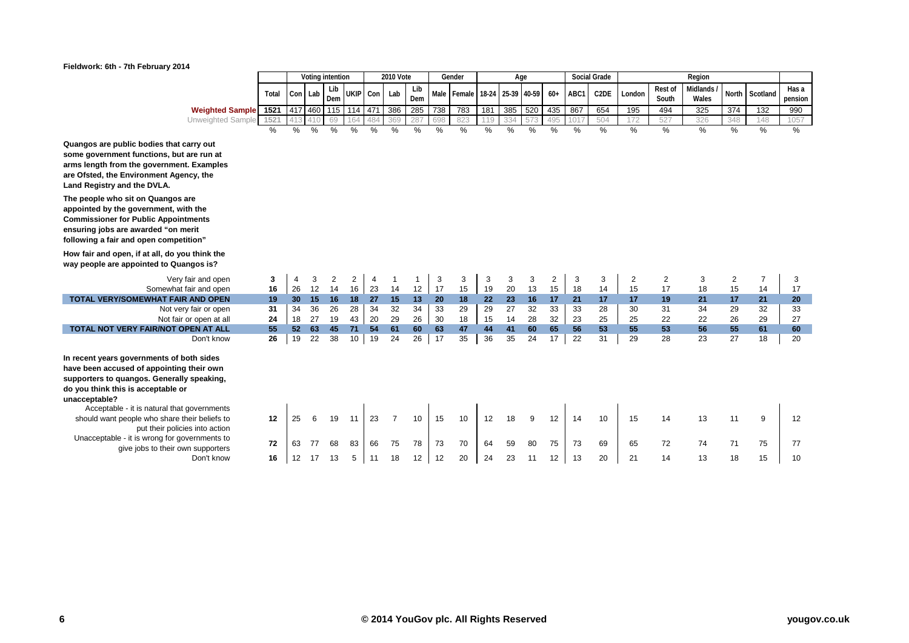**Fieldwork: 6th - 7th February 2014**

| | Total | Voting intention | | | | 2010 Vote | | | Gender | | Age | | | | Social Grade | | Region | | | | | |
|---|---|---|---|---|---|---|---|---|---|---|---|---|---|---|---|---|---|---|---|---|---|---|
| | | Con | Lab | Lib Dem | UKIP | Con | Lab | Lib Dem | Male | Female | 18-24 | 25-39 | 40-59 | 60+ | ABC1 | C2DE | London | Rest of South | Midlands / Wales | North | Scotland | Has a pension |
| **Weighted Sample** | **1521** | 417 | 460 | 115 | 114 | 471 | 386 | 285 | 738 | 783 | 181 | 385 | 520 | 435 | 867 | 654 | 195 | 494 | 325 | 374 | 132 | 990 |
| Unweighted Sample | 1521 | 413 | 410 | 69 | 164 | 484 | 369 | 287 | 698 | 823 | 119 | 334 | 573 | 495 | 1017 | 504 | 172 | 527 | 326 | 348 | 148 | 1057 |
| | % | % | % | % | % | % | % | % | % | % | % | % | % | % | % | % | % | % | % | % | % | % |
| **Quangos are public bodies that carry out some government functions, but are run at arms length from the government. Examples are Ofsted, the Environment Agency, the Land Registry and the DVLA. The people who sit on Quangos are appointed by the government, with the Commissioner for Public Appointments ensuring jobs are awarded "on merit following a fair and open competition" How fair and open, if at all, do you think the way people are appointed to Quangos is?** | | | | | | | | | | | | | | | | | | | | | | |
| Very fair and open | **3** | 4 | 3 | 2 | 2 | 4 | 1 | 1 | 3 | 3 | 3 | 3 | 3 | 2 | 3 | 3 | 2 | 2 | 3 | 2 | 7 | 3 |
| Somewhat fair and open | **16** | 26 | 12 | 14 | 16 | 23 | 14 | 12 | 17 | 15 | 19 | 20 | 13 | 15 | 18 | 14 | 15 | 17 | 18 | 15 | 14 | 17 |
| **TOTAL VERY/SOMEWHAT FAIR AND OPEN** | **19** | **30** | **15** | **16** | **18** | **27** | **15** | **13** | **20** | **18** | **22** | **23** | **16** | **17** | **21** | **17** | **17** | **19** | **21** | **17** | **21** | **20** |
| Not very fair or open | **31** | 34 | 36 | 26 | 28 | 34 | 32 | 34 | 33 | 29 | 29 | 27 | 32 | 33 | 33 | 28 | 30 | 31 | 34 | 29 | 32 | 33 |
| Not fair or open at all | **24** | 18 | 27 | 19 | 43 | 20 | 29 | 26 | 30 | 18 | 15 | 14 | 28 | 32 | 23 | 25 | 25 | 22 | 22 | 26 | 29 | 27 |
| **TOTAL NOT VERY FAIR/NOT OPEN AT ALL** | **55** | **52** | **63** | **45** | **71** | **54** | **61** | **60** | **63** | **47** | **44** | **41** | **60** | **65** | **56** | **53** | **55** | **53** | **56** | **55** | **61** | **60** |
| Don't know | **26** | 19 | 22 | 38 | 10 | 19 | 24 | 26 | 17 | 35 | 36 | 35 | 24 | 17 | 22 | 31 | 29 | 28 | 23 | 27 | 18 | 20 |
| **In recent years governments of both sides have been accused of appointing their own supporters to quangos. Generally speaking, do you think this is acceptable or unacceptable?** | | | | | | | | | | | | | | | | | | | | | | |
| Acceptable - it is natural that governments should want people who share their beliefs to put their policies into action | **12** | 25 | 6 | 19 | 11 | 23 | 7 | 10 | 15 | 10 | 12 | 18 | 9 | 12 | 14 | 10 | 15 | 14 | 13 | 11 | 9 | 12 |
| Unacceptable - it is wrong for governments to give jobs to their own supporters | **72** | 63 | 77 | 68 | 83 | 66 | 75 | 78 | 73 | 70 | 64 | 59 | 80 | 75 | 73 | 69 | 65 | 72 | 74 | 71 | 75 | 77 |
| Don't know | **16** | 12 | 17 | 13 | 5 | 11 | 18 | 12 | 12 | 20 | 24 | 23 | 11 | 12 | 13 | 20 | 21 | 14 | 13 | 18 | 15 | 10 |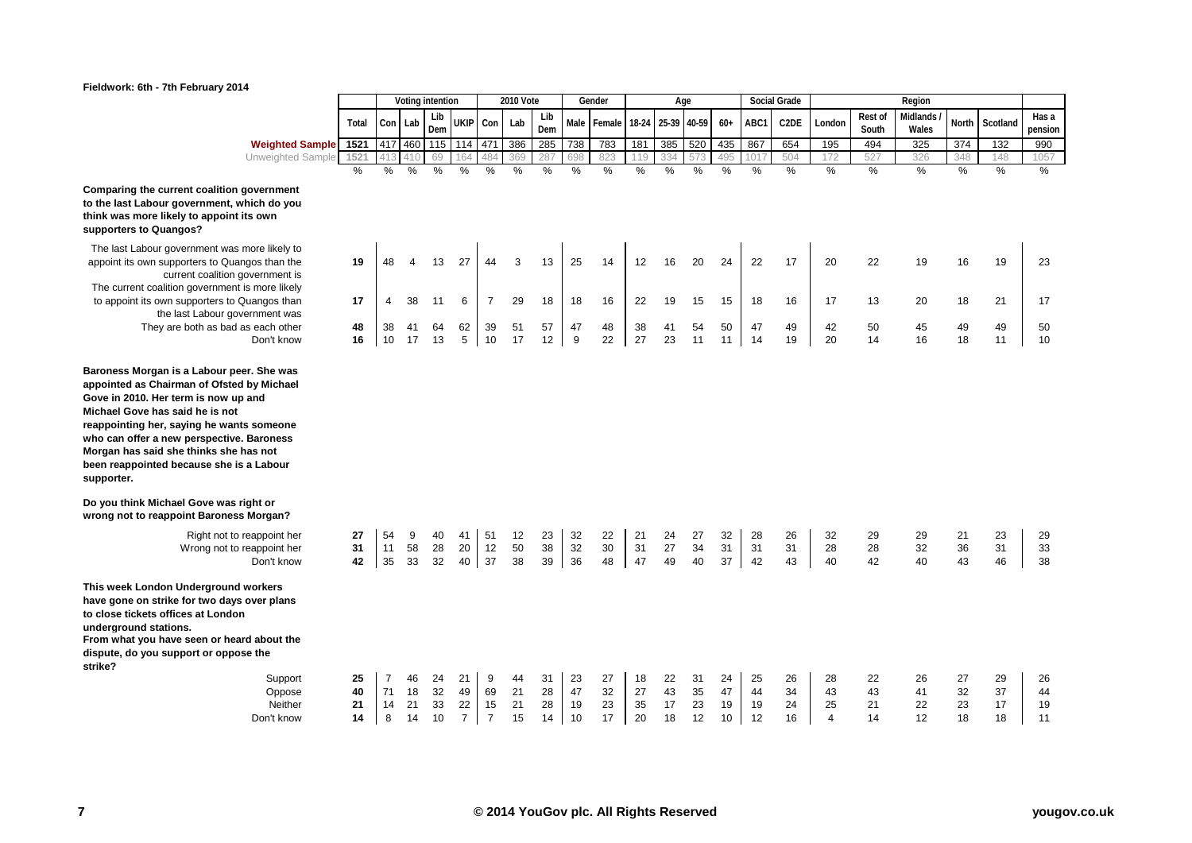**Fieldwork: 6th - 7th February 2014**

| | Total | Voting intention | | | | 2010 Vote | | | Gender | | Age | | | | Social Grade | | Region | | | | | Has a pension |
|---|---|---|---|---|---|---|---|---|---|---|---|---|---|---|---|---|---|---|---|---|---|---|
| | | Con | Lab | Lib Dem | UKIP | Con | Lab | Lib Dem | Male | Female | 18-24 | 25-39 | 40-59 | 60+ | ABC1 | C2DE | London | Rest of South | Midlands / Wales | North | Scotland | |
| **Weighted Sample** | 1521 | 417 | 460 | 115 | 114 | 471 | 386 | 285 | 738 | 783 | 181 | 385 | 520 | 435 | 867 | 654 | 195 | 494 | 325 | 374 | 132 | 990 |
| Unweighted Sample | 1521 | 413 | 410 | 69 | 164 | 484 | 369 | 287 | 698 | 823 | 119 | 334 | 573 | 495 | 1017 | 504 | 172 | 527 | 326 | 348 | 148 | 1057 |
| | % | % | % | % | % | % | % | % | % | % | % | % | % | % | % | % | % | % | % | % | % | % |
| **Comparing the current coalition government to the last Labour government, which do you think was more likely to appoint its own supporters to Quangos?** | | | | | | | | | | | | | | | | | | | | | | |
| The last Labour government was more likely to appoint its own supporters to Quangos than the current coalition government is | 19 | 48 | 4 | 13 | 27 | 44 | 3 | 13 | 25 | 14 | 12 | 16 | 20 | 24 | 22 | 17 | 20 | 22 | 19 | 16 | 19 | 23 |
| The current coalition government is more likely to appoint its own supporters to Quangos than the last Labour government was | 17 | 4 | 38 | 11 | 6 | 7 | 29 | 18 | 18 | 16 | 22 | 19 | 15 | 15 | 18 | 16 | 17 | 13 | 20 | 18 | 21 | 17 |
| They are both as bad as each other | 48 | 38 | 41 | 64 | 62 | 39 | 51 | 57 | 47 | 48 | 38 | 41 | 54 | 50 | 47 | 49 | 42 | 50 | 45 | 49 | 49 | 50 |
| Don't know | 16 | 10 | 17 | 13 | 5 | 10 | 17 | 12 | 9 | 22 | 27 | 23 | 11 | 11 | 14 | 19 | 20 | 14 | 16 | 18 | 11 | 10 |
| **Baroness Morgan is a Labour peer. She was appointed as Chairman of Ofsted by Michael Gove in 2010. Her term is now up and Michael Gove has said he is not reappointing her, saying he wants someone who can offer a new perspective. Baroness Morgan has said she thinks she has not been reappointed because she is a Labour supporter. Do you think Michael Gove was right or wrong not to reappoint Baroness Morgan?** | | | | | | | | | | | | | | | | | | | | | | |
| Right not to reappoint her | 27 | 54 | 9 | 40 | 41 | 51 | 12 | 23 | 32 | 22 | 21 | 24 | 27 | 32 | 28 | 26 | 32 | 29 | 29 | 21 | 23 | 29 |
| Wrong not to reappoint her | 31 | 11 | 58 | 28 | 20 | 12 | 50 | 38 | 32 | 30 | 31 | 27 | 34 | 31 | 31 | 31 | 28 | 28 | 32 | 36 | 31 | 33 |
| Don't know | 42 | 35 | 33 | 32 | 40 | 37 | 38 | 39 | 36 | 48 | 47 | 49 | 40 | 37 | 42 | 43 | 40 | 42 | 40 | 43 | 46 | 38 |
| **This week London Underground workers have gone on strike for two days over plans to close tickets offices at London underground stations. From what you have seen or heard about the dispute, do you support or oppose the strike?** | | | | | | | | | | | | | | | | | | | | | | |
| Support | 25 | 7 | 46 | 24 | 21 | 9 | 44 | 31 | 23 | 27 | 18 | 22 | 31 | 24 | 25 | 26 | 28 | 22 | 26 | 27 | 29 | 26 |
| Oppose | 40 | 71 | 18 | 32 | 49 | 69 | 21 | 28 | 47 | 32 | 27 | 43 | 35 | 47 | 44 | 34 | 43 | 43 | 41 | 32 | 37 | 44 |
| Neither | 21 | 14 | 21 | 33 | 22 | 15 | 21 | 28 | 19 | 23 | 35 | 17 | 23 | 19 | 19 | 24 | 25 | 21 | 22 | 23 | 17 | 19 |
| Don't know | 14 | 8 | 14 | 10 | 7 | 7 | 15 | 14 | 10 | 17 | 20 | 18 | 12 | 10 | 12 | 16 | 4 | 14 | 12 | 18 | 18 | 11 |

© 2014 YouGov plc. All Rights Reserved

yougov.co.uk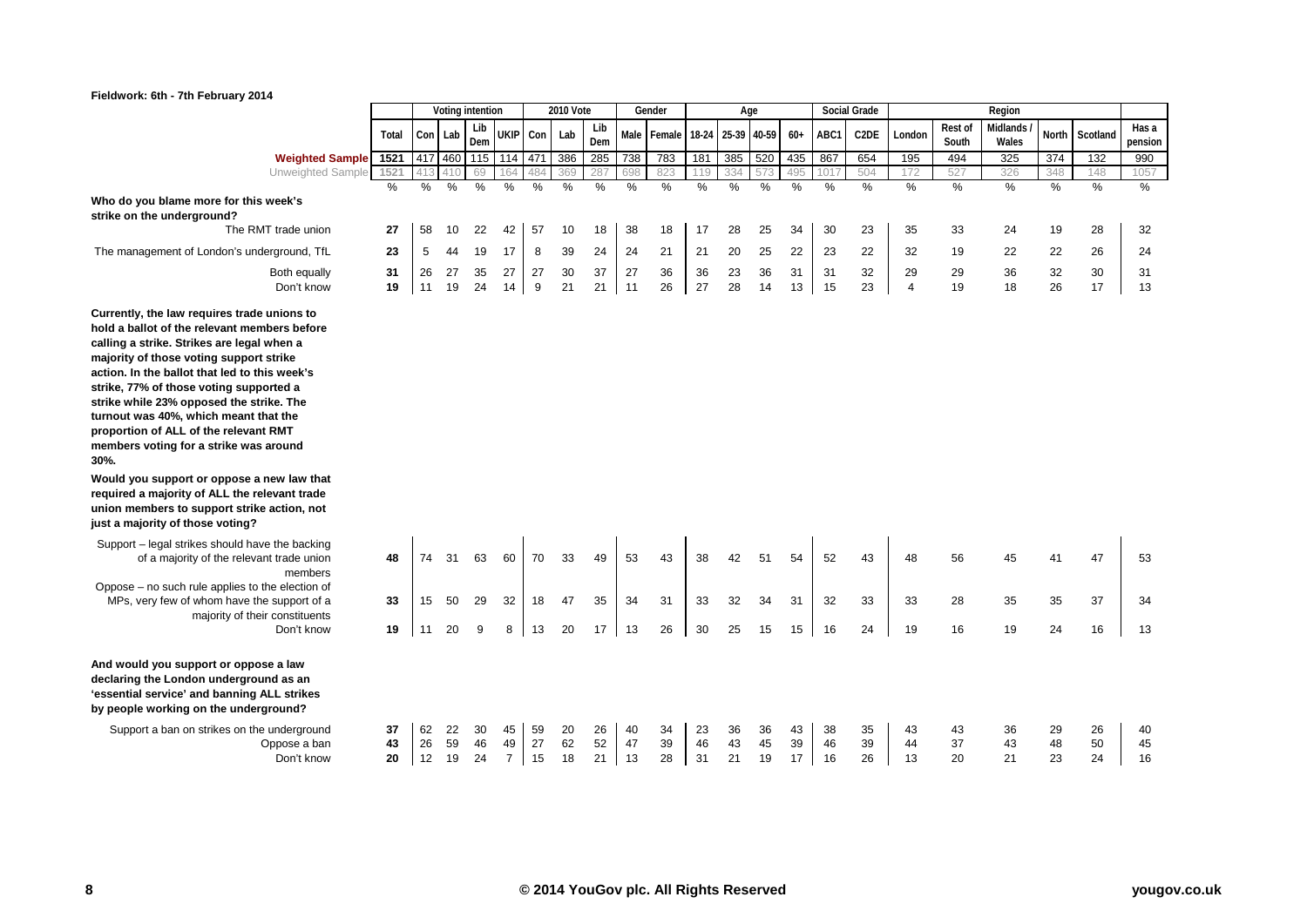**Fieldwork: 6th - 7th February 2014**

| | Total | Voting intention | | | | 2010 Vote | | | Gender | | Age | | | | Social Grade | | Region | | | | | |
|---|---|---|---|---|---|---|---|---|---|---|---|---|---|---|---|---|---|---|---|---|---|---|
| | Total | Con | Lab | Lib Dem | UKIP | Con | Lab | Lib Dem | Male | Female | 18-24 | 25-39 | 40-59 | 60+ | ABC1 | C2DE | London | Rest of South | Midlands / Wales | North | Scotland | Has a pension |
| **Weighted Sample** | 1521 | 417 | 460 | 115 | 114 | 471 | 386 | 285 | 738 | 783 | 181 | 385 | 520 | 435 | 867 | 654 | 195 | 494 | 325 | 374 | 132 | 990 |
| Unweighted Sample | 1521 | 413 | 410 | 69 | 164 | 484 | 369 | 287 | 698 | 823 | 119 | 334 | 573 | 495 | 1017 | 504 | 172 | 527 | 326 | 348 | 148 | 1057 |
| | % | % | % | % | % | % | % | % | % | % | % | % | % | % | % | % | % | % | % | % | % | % |
| **Who do you blame more for this week's strike on the underground?** | | | | | | | | | | | | | | | | | | | | | | |
| The RMT trade union | 27 | 58 | 10 | 22 | 42 | 57 | 10 | 18 | 38 | 18 | 17 | 28 | 25 | 34 | 30 | 23 | 35 | 33 | 24 | 19 | 28 | 32 |
| The management of London's underground, TfL | 23 | 5 | 44 | 19 | 17 | 8 | 39 | 24 | 24 | 21 | 21 | 20 | 25 | 22 | 23 | 22 | 32 | 19 | 22 | 22 | 26 | 24 |
| Both equally | 31 | 26 | 27 | 35 | 27 | 27 | 30 | 37 | 27 | 36 | 36 | 23 | 36 | 31 | 31 | 32 | 29 | 29 | 36 | 32 | 30 | 31 |
| Don't know | 19 | 11 | 19 | 24 | 14 | 9 | 21 | 21 | 11 | 26 | 27 | 28 | 14 | 13 | 15 | 23 | 4 | 19 | 18 | 26 | 17 | 13 |
| **Currently, the law requires trade unions to hold a ballot of the relevant members before calling a strike. Strikes are legal when a majority of those voting support strike action. In the ballot that led to this week's strike, 77% of those voting supported a strike while 23% opposed the strike. The turnout was 40%, which meant that the proportion of ALL of the relevant RMT members voting for a strike was around 30%.** | | | | | | | | | | | | | | | | | | | | | | |
| **Would you support or oppose a new law that required a majority of ALL the relevant trade union members to support strike action, not just a majority of those voting?** | | | | | | | | | | | | | | | | | | | | | | |
| Support – legal strikes should have the backing of a majority of the relevant trade union members | 48 | 74 | 31 | 63 | 60 | 70 | 33 | 49 | 53 | 43 | 38 | 42 | 51 | 54 | 52 | 43 | 48 | 56 | 45 | 41 | 47 | 53 |
| Oppose – no such rule applies to the election of MPs, very few of whom have the support of a majority of their constituents | 33 | 15 | 50 | 29 | 32 | 18 | 47 | 35 | 34 | 31 | 33 | 32 | 34 | 31 | 32 | 33 | 33 | 28 | 35 | 35 | 37 | 34 |
| Don't know | 19 | 11 | 20 | 9 | 8 | 13 | 20 | 17 | 13 | 26 | 30 | 25 | 15 | 15 | 16 | 24 | 19 | 16 | 19 | 24 | 16 | 13 |
| **And would you support or oppose a law declaring the London underground as an 'essential service' and banning ALL strikes by people working on the underground?** | | | | | | | | | | | | | | | | | | | | | | |
| Support a ban on strikes on the underground | 37 | 62 | 22 | 30 | 45 | 59 | 20 | 26 | 40 | 34 | 23 | 36 | 36 | 43 | 38 | 35 | 43 | 43 | 36 | 29 | 26 | 40 |
| Oppose a ban | 43 | 26 | 59 | 46 | 49 | 27 | 62 | 52 | 47 | 39 | 46 | 43 | 45 | 39 | 46 | 39 | 44 | 37 | 43 | 48 | 50 | 45 |
| Don't know | 20 | 12 | 19 | 24 | 7 | 15 | 18 | 21 | 13 | 28 | 31 | 21 | 19 | 17 | 16 | 26 | 13 | 20 | 21 | 23 | 24 | 16 |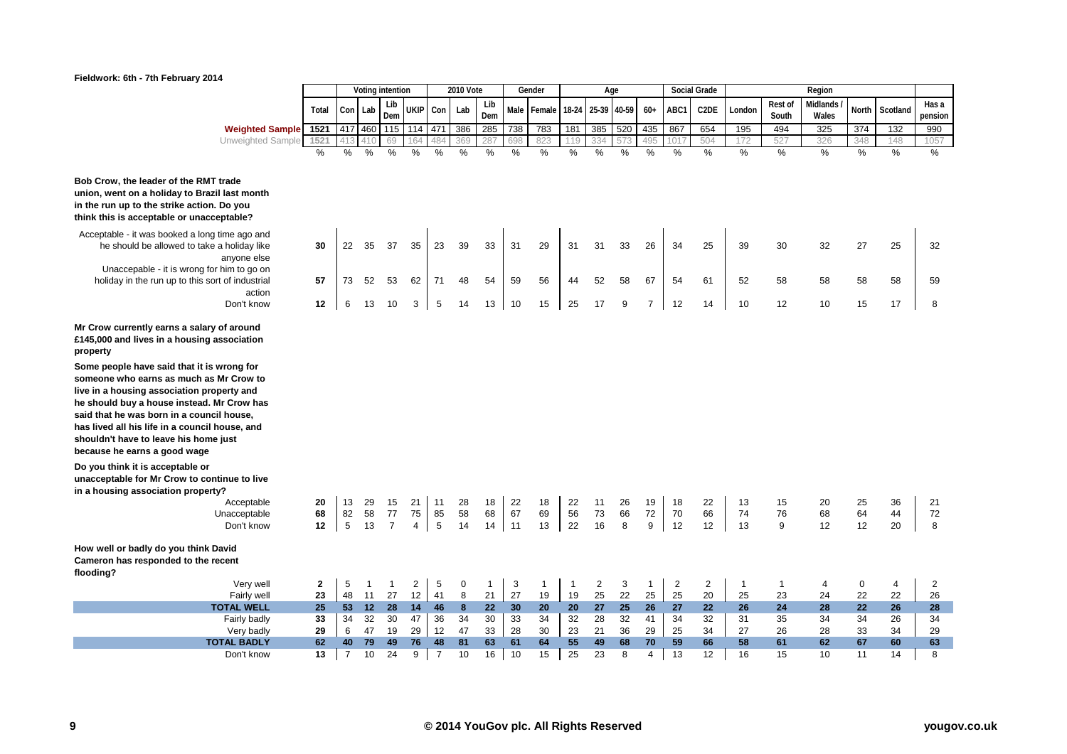Fieldwork: 6th - 7th February 2014

| | Total | Voting intention | | | | 2010 Vote | | | Gender | | Age | | | | Social Grade | | Region | | | | | |
|---|---|---|---|---|---|---|---|---|---|---|---|---|---|---|---|---|---|---|---|---|---|---|
| | | Con | Lab | Lib Dem | UKIP | Con | Lab | Lib Dem | Male | Female | 18-24 | 25-39 | 40-59 | 60+ | ABC1 | C2DE | London | Rest of South | Midlands / Wales | North | Scotland | Has a pension |
| **Weighted Sample** | 1521 | 417 | 460 | 115 | 114 | 471 | 386 | 285 | 738 | 783 | 181 | 385 | 520 | 435 | 867 | 654 | 195 | 494 | 325 | 374 | 132 | 990 |
| Unweighted Sample | 1521 | 413 | 410 | 69 | 164 | 484 | 369 | 287 | 698 | 823 | 119 | 334 | 573 | 495 | 1017 | 504 | 172 | 527 | 326 | 348 | 148 | 1057 |
| | % | % | % | % | % | % | % | % | % | % | % | % | % | % | % | % | % | % | % | % | % | % |
| **Bob Crow, the leader of the RMT trade union, went on a holiday to Brazil last month in the run up to the strike action. Do you think this is acceptable or unacceptable?** | | | | | | | | | | | | | | | | | | | | | | |
| Acceptable - it was booked a long time ago and he should be allowed to take a holiday like anyone else | 30 | 22 | 35 | 37 | 35 | 23 | 39 | 33 | 31 | 29 | 31 | 31 | 33 | 26 | 34 | 25 | 39 | 30 | 32 | 27 | 25 | 32 |
| Unaccepable - it is wrong for him to go on holiday in the run up to this sort of industrial action | 57 | 73 | 52 | 53 | 62 | 71 | 48 | 54 | 59 | 56 | 44 | 52 | 58 | 67 | 54 | 61 | 52 | 58 | 58 | 58 | 58 | 59 |
| Don't know | 12 | 6 | 13 | 10 | 3 | 5 | 14 | 13 | 10 | 15 | 25 | 17 | 9 | 7 | 12 | 14 | 10 | 12 | 10 | 15 | 17 | 8 |
| **Mr Crow currently earns a salary of around £145,000 and lives in a housing association property** **Some people have said that it is wrong for someone who earns as much as Mr Crow to live in a housing association property and he should buy a house instead. Mr Crow has said that he was born in a council house, has lived all his life in a council house, and shouldn't have to leave his home just because he earns a good wage** **Do you think it is acceptable or unacceptable for Mr Crow to continue to live in a housing association property?** | | | | | | | | | | | | | | | | | | | | | | |
| Acceptable | 20 | 13 | 29 | 15 | 21 | 11 | 28 | 18 | 22 | 18 | 22 | 11 | 26 | 19 | 18 | 22 | 13 | 15 | 20 | 25 | 36 | 21 |
| Unacceptable | 68 | 82 | 58 | 77 | 75 | 85 | 58 | 68 | 67 | 69 | 56 | 73 | 66 | 72 | 70 | 66 | 74 | 76 | 68 | 64 | 44 | 72 |
| Don't know | 12 | 5 | 13 | 7 | 4 | 5 | 14 | 14 | 11 | 13 | 22 | 16 | 8 | 9 | 12 | 12 | 13 | 9 | 12 | 12 | 20 | 8 |
| **How well or badly do you think David Cameron has responded to the recent flooding?** | | | | | | | | | | | | | | | | | | | | | | |
| Very well | 2 | 5 | 1 | 1 | 2 | 5 | 0 | 1 | 3 | 1 | 1 | 2 | 3 | 1 | 2 | 2 | 1 | 1 | 4 | 0 | 4 | 2 |
| Fairly well | 23 | 48 | 11 | 27 | 12 | 41 | 8 | 21 | 27 | 19 | 19 | 25 | 22 | 25 | 25 | 20 | 25 | 23 | 24 | 22 | 22 | 26 |
| **TOTAL WELL** | **25** | **53** | **12** | **28** | **14** | **46** | **8** | **22** | **30** | **20** | **20** | **27** | **25** | **26** | **27** | **22** | **26** | **24** | **28** | **22** | **26** | **28** |
| Fairly badly | 33 | 34 | 32 | 30 | 47 | 36 | 34 | 30 | 33 | 34 | 32 | 28 | 32 | 41 | 34 | 32 | 31 | 35 | 34 | 34 | 26 | 34 |
| Very badly | 29 | 6 | 47 | 19 | 29 | 12 | 47 | 33 | 28 | 30 | 23 | 21 | 36 | 29 | 25 | 34 | 27 | 26 | 28 | 33 | 34 | 29 |
| **TOTAL BADLY** | **62** | **40** | **79** | **49** | **76** | **48** | **81** | **63** | **61** | **64** | **55** | **49** | **68** | **70** | **59** | **66** | **58** | **61** | **62** | **67** | **60** | **63** |
| Don't know | 13 | 7 | 10 | 24 | 9 | 7 | 10 | 16 | 10 | 15 | 25 | 23 | 8 | 4 | 13 | 12 | 16 | 15 | 10 | 11 | 14 | 8 |

© 2014 YouGov plc. All Rights Reserved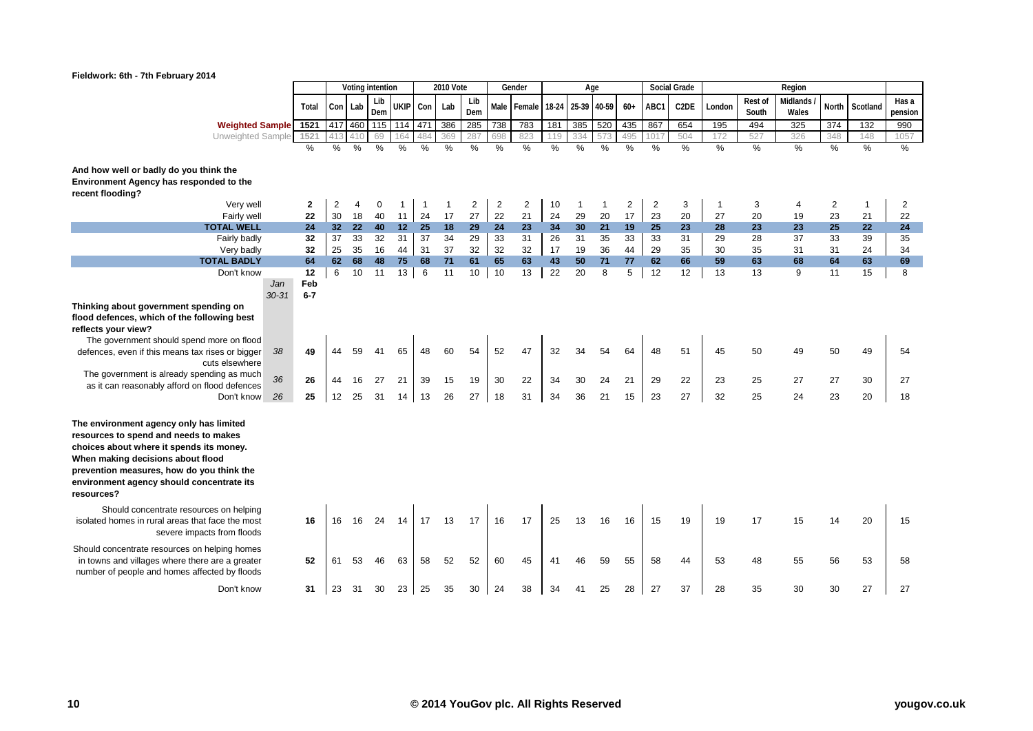Fieldwork: 6th - 7th February 2014

| | | | Voting intention | | | | | 2010 Vote | | | Gender | | Age | | | | Social Grade | | Region | | | | | |
|---|---|---|---|---|---|---|---|---|---|---|---|---|---|---|---|---|---|---|---|---|---|---|---|---|
| | | Total | Con | Lab | Lib Dem | UKIP | Con | Lab | Lib Dem | Male | Female | 18-24 | 25-39 | 40-59 | 60+ | ABC1 | C2DE | London | Rest of South | Midlands / Wales | North | Scotland | Has a pension |
| **Weighted Sample** | | 1521 | 417 | 460 | 115 | 114 | 471 | 386 | 285 | 738 | 783 | 181 | 385 | 520 | 435 | 867 | 654 | 195 | 494 | 325 | 374 | 132 | 990 |
| Unweighted Sample | | 1521 | 413 | 410 | 69 | 164 | 484 | 369 | 287 | 698 | 823 | 119 | 334 | 573 | 495 | 1017 | 504 | 172 | 527 | 326 | 348 | 148 | 1057 |
| | | % | % | % | % | % | % | % | % | % | % | % | % | % | % | % | % | % | % | % | % | % | % |
| **And how well or badly do you think the Environment Agency has responded to the recent flooding?** | | | | | | | | | | | | | | | | | | | | | | | |
| Very well | | 2 | 2 | 4 | 0 | 1 | 1 | 1 | 2 | 2 | 2 | 10 | 1 | 1 | 2 | 2 | 3 | 1 | 3 | 4 | 2 | 1 | 2 |
| Fairly well | | 22 | 30 | 18 | 40 | 11 | 24 | 17 | 27 | 22 | 21 | 24 | 29 | 20 | 17 | 23 | 20 | 27 | 20 | 19 | 23 | 21 | 22 |
| **TOTAL WELL** | | **24** | **32** | **22** | **40** | **12** | **25** | **18** | **29** | **24** | **23** | **34** | **30** | **21** | **19** | **25** | **23** | **28** | **23** | **23** | **25** | **22** | **24** |
| Fairly badly | | 32 | 37 | 33 | 32 | 31 | 37 | 34 | 29 | 33 | 31 | 26 | 31 | 35 | 33 | 33 | 31 | 29 | 28 | 37 | 33 | 39 | 35 |
| Very badly | | 32 | 25 | 35 | 16 | 44 | 31 | 37 | 32 | 32 | 32 | 17 | 19 | 36 | 44 | 29 | 35 | 30 | 35 | 31 | 31 | 24 | 34 |
| **TOTAL BADLY** | | **64** | **62** | **68** | **48** | **75** | **68** | **71** | **61** | **65** | **63** | **43** | **50** | **71** | **77** | **62** | **66** | **59** | **63** | **68** | **64** | **63** | **69** |
| Don't know | | 12 | 6 | 10 | 11 | 13 | 6 | 11 | 10 | 10 | 13 | 22 | 20 | 8 | 5 | 12 | 12 | 13 | 13 | 9 | 11 | 15 | 8 |
| | *Jan 30-31* | **Feb 6-7** | | | | | | | | | | | | | | | | | | | | | |
| **Thinking about government spending on flood defences, which of the following best reflects your view?** | | | | | | | | | | | | | | | | | | | | | | | |
| The government should spend more on flood defences, even if this means tax rises or bigger cuts elsewhere | *38* | **49** | 44 | 59 | 41 | 65 | 48 | 60 | 54 | 52 | 47 | 32 | 34 | 54 | 64 | 48 | 51 | 45 | 50 | 49 | 50 | 49 | 54 |
| The government is already spending as much as it can reasonably afford on flood defences | *36* | **26** | 44 | 16 | 27 | 21 | 39 | 15 | 19 | 30 | 22 | 34 | 30 | 24 | 21 | 29 | 22 | 23 | 25 | 27 | 27 | 30 | 27 |
| Don't know | *26* | **25** | 12 | 25 | 31 | 14 | 13 | 26 | 27 | 18 | 31 | 34 | 36 | 21 | 15 | 23 | 27 | 32 | 25 | 24 | 23 | 20 | 18 |
| **The environment agency only has limited resources to spend and needs to makes choices about where it spends its money. When making decisions about flood prevention measures, how do you think the environment agency should concentrate its resources?** | | | | | | | | | | | | | | | | | | | | | | | |
| Should concentrate resources on helping isolated homes in rural areas that face the most severe impacts from floods | | **16** | 16 | 16 | 24 | 14 | 17 | 13 | 17 | 16 | 17 | 25 | 13 | 16 | 16 | 15 | 19 | 19 | 17 | 15 | 14 | 20 | 15 |
| Should concentrate resources on helping homes in towns and villages where there are a greater number of people and homes affected by floods | | **52** | 61 | 53 | 46 | 63 | 58 | 52 | 52 | 60 | 45 | 41 | 46 | 59 | 55 | 58 | 44 | 53 | 48 | 55 | 56 | 53 | 58 |
| Don't know | | **31** | 23 | 31 | 30 | 23 | 25 | 35 | 30 | 24 | 38 | 34 | 41 | 25 | 28 | 27 | 37 | 28 | 35 | 30 | 30 | 27 | 27 |

© 2014 YouGov plc. All Rights Reserved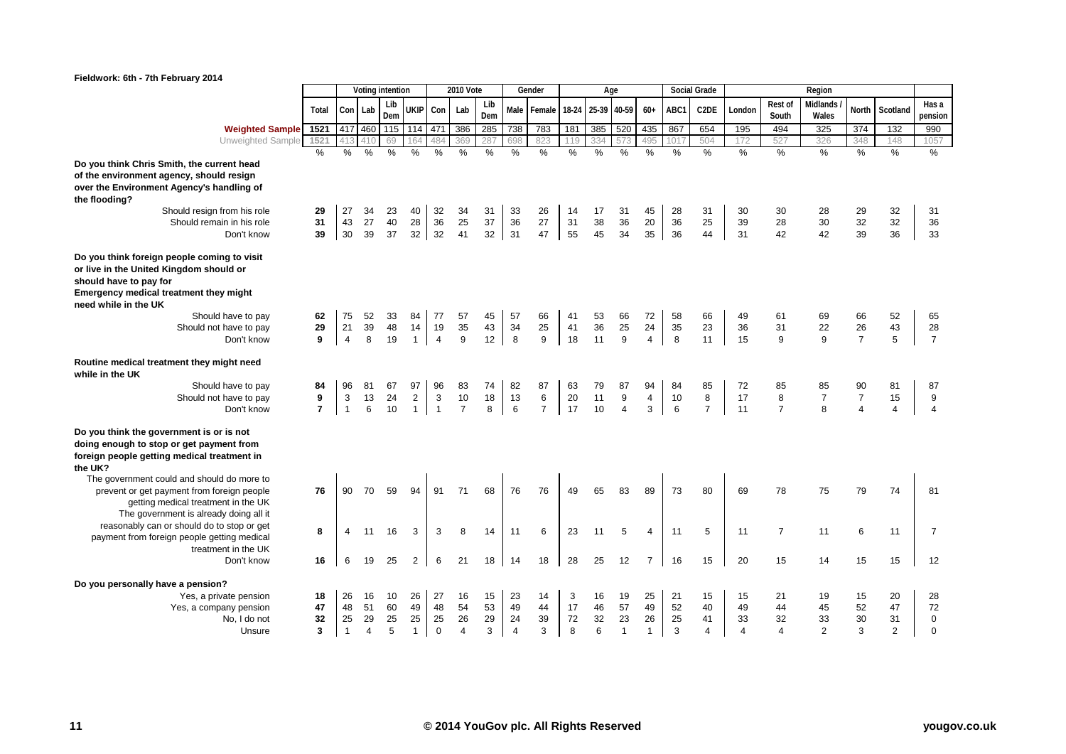Fieldwork: 6th - 7th February 2014

| | Total | Voting intention | | | | 2010 Vote | | | Gender | | Age | | | | Social Grade | | Region | | | | | Has a pension |
|---|---|---|---|---|---|---|---|---|---|---|---|---|---|---|---|---|---|---|---|---|---|---|
| | | Con | Lab | Lib Dem | UKIP | Con | Lab | Lib Dem | Male | Female | 18-24 | 25-39 | 40-59 | 60+ | ABC1 | C2DE | London | Rest of South | Midlands / Wales | North | Scotland | |
| **Weighted Sample** | 1521 | 417 | 460 | 115 | 114 | 471 | 386 | 285 | 738 | 783 | 181 | 385 | 520 | 435 | 867 | 654 | 195 | 494 | 325 | 374 | 132 | 990 |
| Unweighted Sample | 1521 | 413 | 410 | 69 | 164 | 484 | 369 | 287 | 698 | 823 | 119 | 334 | 573 | 495 | 1017 | 504 | 172 | 527 | 326 | 348 | 148 | 1057 |
| | % | % | % | % | % | % | % | % | % | % | % | % | % | % | % | % | % | % | % | % | % | % |
| **Do you think Chris Smith, the current head of the environment agency, should resign over the Environment Agency's handling of the flooding?** | | | | | | | | | | | | | | | | | | | | | | |
| Should resign from his role | 29 | 27 | 34 | 23 | 40 | 32 | 34 | 31 | 33 | 26 | 14 | 17 | 31 | 45 | 28 | 31 | 30 | 30 | 28 | 29 | 32 | 31 |
| Should remain in his role | 31 | 43 | 27 | 40 | 28 | 36 | 25 | 37 | 36 | 27 | 31 | 38 | 36 | 20 | 36 | 25 | 39 | 28 | 30 | 32 | 32 | 36 |
| Don't know | 39 | 30 | 39 | 37 | 32 | 32 | 41 | 32 | 31 | 47 | 55 | 45 | 34 | 35 | 36 | 44 | 31 | 42 | 42 | 39 | 36 | 33 |
| **Do you think foreign people coming to visit or live in the United Kingdom should or should have to pay for Emergency medical treatment they might need while in the UK** | | | | | | | | | | | | | | | | | | | | | | |
| Should have to pay | 62 | 75 | 52 | 33 | 84 | 77 | 57 | 45 | 57 | 66 | 41 | 53 | 66 | 72 | 58 | 66 | 49 | 61 | 69 | 66 | 52 | 65 |
| Should not have to pay | 29 | 21 | 39 | 48 | 14 | 19 | 35 | 43 | 34 | 25 | 41 | 36 | 25 | 24 | 35 | 23 | 36 | 31 | 22 | 26 | 43 | 28 |
| Don't know | 9 | 4 | 8 | 19 | 1 | 4 | 9 | 12 | 8 | 9 | 18 | 11 | 9 | 4 | 8 | 11 | 15 | 9 | 9 | 7 | 5 | 7 |
| **Routine medical treatment they might need while in the UK** | | | | | | | | | | | | | | | | | | | | | | |
| Should have to pay | 84 | 96 | 81 | 67 | 97 | 96 | 83 | 74 | 82 | 87 | 63 | 79 | 87 | 94 | 84 | 85 | 72 | 85 | 85 | 90 | 81 | 87 |
| Should not have to pay | 9 | 3 | 13 | 24 | 2 | 3 | 10 | 18 | 13 | 6 | 20 | 11 | 9 | 4 | 10 | 8 | 17 | 8 | 7 | 7 | 15 | 9 |
| Don't know | 7 | 1 | 6 | 10 | 1 | 1 | 7 | 8 | 6 | 7 | 17 | 10 | 4 | 3 | 6 | 7 | 11 | 7 | 8 | 4 | 4 | 4 |
| **Do you think the government is or is not doing enough to stop or get payment from foreign people getting medical treatment in the UK?** | | | | | | | | | | | | | | | | | | | | | | |
| The government could and should do more to prevent or get payment from foreign people getting medical treatment in the UK | 76 | 90 | 70 | 59 | 94 | 91 | 71 | 68 | 76 | 76 | 49 | 65 | 83 | 89 | 73 | 80 | 69 | 78 | 75 | 79 | 74 | 81 |
| The government is already doing all it reasonably can or should do to stop or get payment from foreign people getting medical treatment in the UK | 8 | 4 | 11 | 16 | 3 | 3 | 8 | 14 | 11 | 6 | 23 | 11 | 5 | 4 | 11 | 5 | 11 | 7 | 11 | 6 | 11 | 7 |
| Don't know | 16 | 6 | 19 | 25 | 2 | 6 | 21 | 18 | 14 | 18 | 28 | 25 | 12 | 7 | 16 | 15 | 20 | 15 | 14 | 15 | 15 | 12 |
| **Do you personally have a pension?** | | | | | | | | | | | | | | | | | | | | | | |
| Yes, a private pension | 18 | 26 | 16 | 10 | 26 | 27 | 16 | 15 | 23 | 14 | 3 | 16 | 19 | 25 | 21 | 15 | 15 | 21 | 19 | 15 | 20 | 28 |
| Yes, a company pension | 47 | 48 | 51 | 60 | 49 | 48 | 54 | 53 | 49 | 44 | 17 | 46 | 57 | 49 | 52 | 40 | 49 | 44 | 45 | 52 | 47 | 72 |
| No, I do not | 32 | 25 | 29 | 25 | 25 | 25 | 26 | 29 | 24 | 39 | 72 | 32 | 23 | 26 | 25 | 41 | 33 | 32 | 33 | 30 | 31 | 0 |
| Unsure | 3 | 1 | 4 | 5 | 1 | 0 | 4 | 3 | 4 | 3 | 8 | 6 | 1 | 1 | 3 | 4 | 4 | 4 | 2 | 3 | 2 | 0 |

© 2014 YouGov plc. All Rights Reserved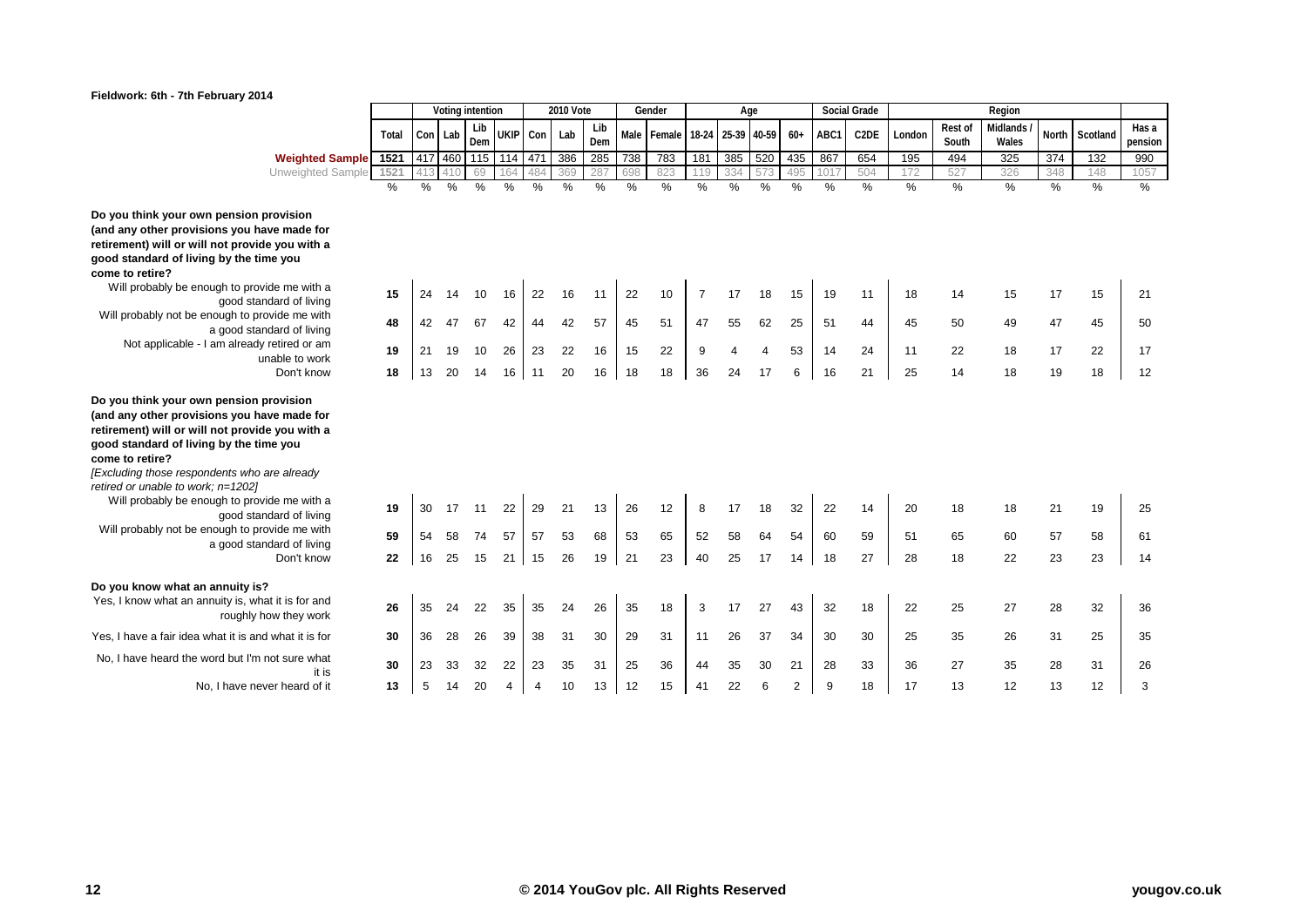**Fieldwork: 6th - 7th February 2014**

| | Total | Voting intention | | | | 2010 Vote | | | Gender | | Age | | | | Social Grade | | Region | | | | | |
|---|---|---|---|---|---|---|---|---|---|---|---|---|---|---|---|---|---|---|---|---|---|---|
| | | Con | Lab | Lib Dem | UKIP | Con | Lab | Lib Dem | Male | Female | 18-24 | 25-39 | 40-59 | 60+ | ABC1 | C2DE | London | Rest of South | Midlands / Wales | North | Scotland | Has a pension |
| **Weighted Sample** | 1521 | 417 | 460 | 115 | 114 | 471 | 386 | 285 | 738 | 783 | 181 | 385 | 520 | 435 | 867 | 654 | 195 | 494 | 325 | 374 | 132 | 990 |
| Unweighted Sample | 1521 | 413 | 410 | 69 | 164 | 484 | 369 | 287 | 698 | 823 | 119 | 334 | 573 | 495 | 1017 | 504 | 172 | 527 | 326 | 348 | 148 | 1057 |
| | % | % | % | % | % | % | % | % | % | % | % | % | % | % | % | % | % | % | % | % | % | % |
| **Do you think your own pension provision (and any other provisions you have made for retirement) will or will not provide you with a good standard of living by the time you come to retire?** | | | | | | | | | | | | | | | | | | | | | | |
| Will probably be enough to provide me with a good standard of living | 15 | 24 | 14 | 10 | 16 | 22 | 16 | 11 | 22 | 10 | 7 | 17 | 18 | 15 | 19 | 11 | 18 | 14 | 15 | 17 | 15 | 21 |
| Will probably not be enough to provide me with a good standard of living | 48 | 42 | 47 | 67 | 42 | 44 | 42 | 57 | 45 | 51 | 47 | 55 | 62 | 25 | 51 | 44 | 45 | 50 | 49 | 47 | 45 | 50 |
| Not applicable - I am already retired or am unable to work | 19 | 21 | 19 | 10 | 26 | 23 | 22 | 16 | 15 | 22 | 9 | 4 | 4 | 53 | 14 | 24 | 11 | 22 | 18 | 17 | 22 | 17 |
| Don't know | 18 | 13 | 20 | 14 | 16 | 11 | 20 | 16 | 18 | 18 | 36 | 24 | 17 | 6 | 16 | 21 | 25 | 14 | 18 | 19 | 18 | 12 |
| **Do you think your own pension provision (and any other provisions you have made for retirement) will or will not provide you with a good standard of living by the time you come to retire?** *[Excluding those respondents who are already retired or unable to work; n=1202]* | | | | | | | | | | | | | | | | | | | | | | |
| Will probably be enough to provide me with a good standard of living | 19 | 30 | 17 | 11 | 22 | 29 | 21 | 13 | 26 | 12 | 8 | 17 | 18 | 32 | 22 | 14 | 20 | 18 | 18 | 21 | 19 | 25 |
| Will probably not be enough to provide me with a good standard of living | 59 | 54 | 58 | 74 | 57 | 57 | 53 | 68 | 53 | 65 | 52 | 58 | 64 | 54 | 60 | 59 | 51 | 65 | 60 | 57 | 58 | 61 |
| Don't know | 22 | 16 | 25 | 15 | 21 | 15 | 26 | 19 | 21 | 23 | 40 | 25 | 17 | 14 | 18 | 27 | 28 | 18 | 22 | 23 | 23 | 14 |
| **Do you know what an annuity is?** | | | | | | | | | | | | | | | | | | | | | | |
| Yes, I know what an annuity is, what it is for and roughly how they work | 26 | 35 | 24 | 22 | 35 | 35 | 24 | 26 | 35 | 18 | 3 | 17 | 27 | 43 | 32 | 18 | 22 | 25 | 27 | 28 | 32 | 36 |
| Yes, I have a fair idea what it is and what it is for | 30 | 36 | 28 | 26 | 39 | 38 | 31 | 30 | 29 | 31 | 11 | 26 | 37 | 34 | 30 | 30 | 25 | 35 | 26 | 31 | 25 | 35 |
| No, I have heard the word but I'm not sure what it is | 30 | 23 | 33 | 32 | 22 | 23 | 35 | 31 | 25 | 36 | 44 | 35 | 30 | 21 | 28 | 33 | 36 | 27 | 35 | 28 | 31 | 26 |
| No, I have never heard of it | 13 | 5 | 14 | 20 | 4 | 4 | 10 | 13 | 12 | 15 | 41 | 22 | 6 | 2 | 9 | 18 | 17 | 13 | 12 | 13 | 12 | 3 |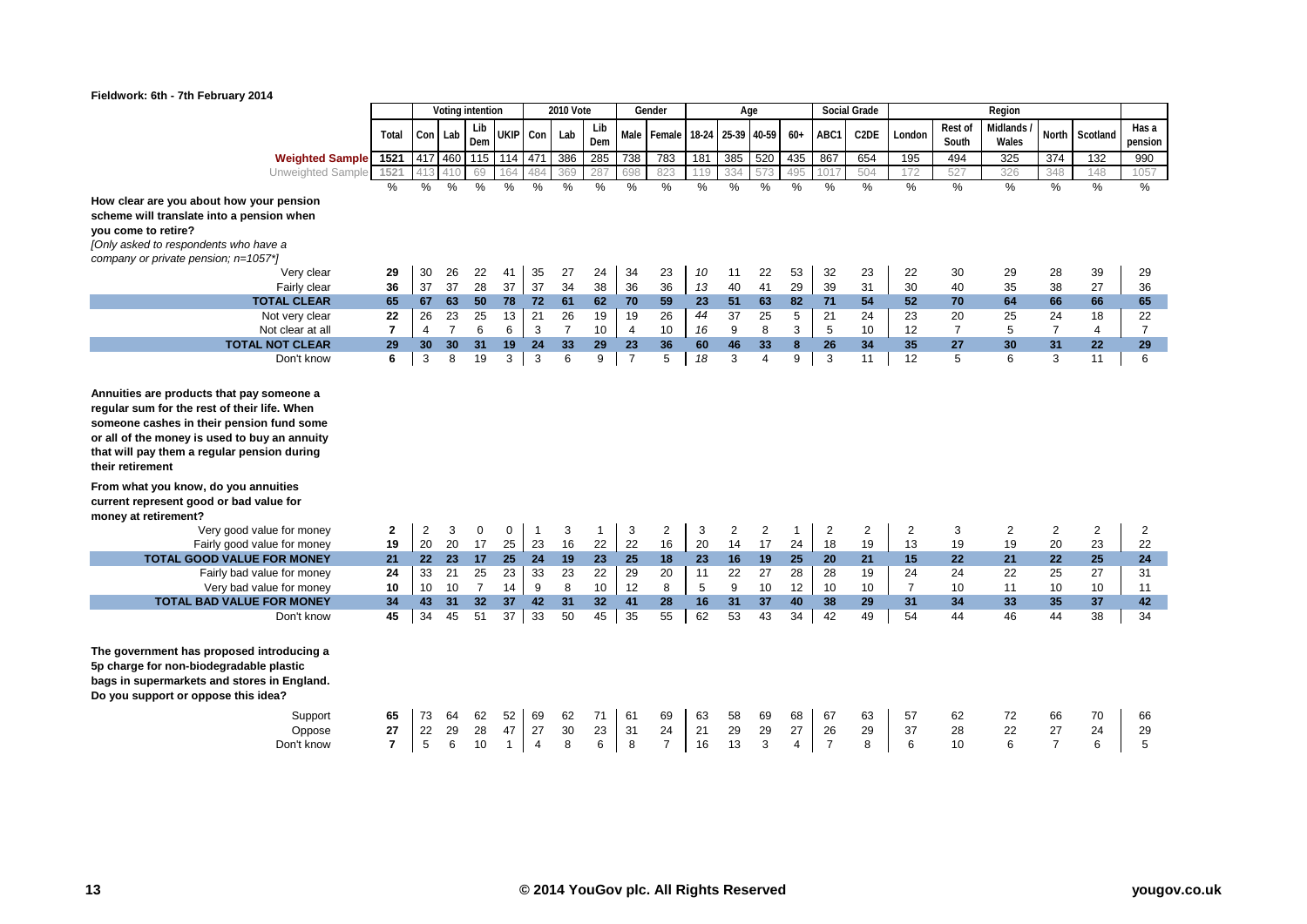**Fieldwork: 6th - 7th February 2014**

| | Total | Voting intention | | | | 2010 Vote | | | Gender | | Age | | | | Social Grade | | Region | | | | | |
|---|---|---|---|---|---|---|---|---|---|---|---|---|---|---|---|---|---|---|---|---|---|---|
| | | Con | Lab | Lib Dem | UKIP | Con | Lab | Lib Dem | Male | Female | 18-24 | 25-39 | 40-59 | 60+ | ABC1 | C2DE | London | Rest of South | Midlands / Wales | North | Scotland | Has a pension |
| **Weighted Sample** | 1521 | 417 | 460 | 115 | 114 | 471 | 386 | 285 | 738 | 783 | 181 | 385 | 520 | 435 | 867 | 654 | 195 | 494 | 325 | 374 | 132 | 990 |
| Unweighted Sample | 1521 | 413 | 410 | 69 | 164 | 484 | 369 | 287 | 698 | 823 | 119 | 334 | 573 | 495 | 1017 | 504 | 172 | 527 | 326 | 348 | 148 | 1057 |
| | % | % | % | % | % | % | % | % | % | % | % | % | % | % | % | % | % | % | % | % | % | % |
| **How clear are you about how your pension scheme will translate into a pension when you come to retire?** *[Only asked to respondents who have a company or private pension; n=1057*]* | | | | | | | | | | | | | | | | | | | | | | |
| Very clear | 29 | 30 | 26 | 22 | 41 | 35 | 27 | 24 | 34 | 23 | 10 | 11 | 22 | 53 | 32 | 23 | 22 | 30 | 29 | 28 | 39 | 29 |
| Fairly clear | 36 | 37 | 37 | 28 | 37 | 37 | 34 | 38 | 36 | 36 | 13 | 40 | 41 | 29 | 39 | 31 | 30 | 40 | 35 | 38 | 27 | 36 |
| **TOTAL CLEAR** | **65** | **67** | **63** | **50** | **78** | **72** | **61** | **62** | **70** | **59** | **23** | **51** | **63** | **82** | **71** | **54** | **52** | **70** | **64** | **66** | **66** | **65** |
| Not very clear | 22 | 26 | 23 | 25 | 13 | 21 | 26 | 19 | 19 | 26 | 44 | 37 | 25 | 5 | 21 | 24 | 23 | 20 | 25 | 24 | 18 | 22 |
| Not clear at all | 7 | 4 | 7 | 6 | 6 | 3 | 7 | 10 | 4 | 10 | 16 | 9 | 8 | 3 | 5 | 10 | 12 | 7 | 5 | 7 | 4 | 7 |
| **TOTAL NOT CLEAR** | **29** | **30** | **30** | **31** | **19** | **24** | **33** | **29** | **23** | **36** | **60** | **46** | **33** | **8** | **26** | **34** | **35** | **27** | **30** | **31** | **22** | **29** |
| Don't know | 6 | 3 | 8 | 19 | 3 | 3 | 6 | 9 | 7 | 5 | 18 | 3 | 4 | 9 | 3 | 11 | 12 | 5 | 6 | 3 | 11 | 6 |
| **Annuities are products that pay someone a regular sum for the rest of their life. When someone cashes in their pension fund some or all of the money is used to buy an annuity that will pay them a regular pension during their retirement** **From what you know, do you annuities current represent good or bad value for money at retirement?** | | | | | | | | | | | | | | | | | | | | | | |
| Very good value for money | 2 | 2 | 3 | 0 | 0 | 1 | 3 | 1 | 3 | 2 | 3 | 2 | 2 | 1 | 2 | 2 | 2 | 3 | 2 | 2 | 2 | 2 |
| Fairly good value for money | 19 | 20 | 20 | 17 | 25 | 23 | 16 | 22 | 22 | 16 | 20 | 14 | 17 | 24 | 18 | 19 | 13 | 19 | 19 | 20 | 23 | 22 |
| **TOTAL GOOD VALUE FOR MONEY** | **21** | **22** | **23** | **17** | **25** | **24** | **19** | **23** | **25** | **18** | **23** | **16** | **19** | **25** | **20** | **21** | **15** | **22** | **21** | **22** | **25** | **24** |
| Fairly bad value for money | 24 | 33 | 21 | 25 | 23 | 33 | 23 | 22 | 29 | 20 | 11 | 22 | 27 | 28 | 28 | 19 | 24 | 24 | 22 | 25 | 27 | 31 |
| Very bad value for money | 10 | 10 | 10 | 7 | 14 | 9 | 8 | 10 | 12 | 8 | 5 | 9 | 10 | 12 | 10 | 10 | 7 | 10 | 11 | 10 | 10 | 11 |
| **TOTAL BAD VALUE FOR MONEY** | **34** | **43** | **31** | **32** | **37** | **42** | **31** | **32** | **41** | **28** | **16** | **31** | **37** | **40** | **38** | **29** | **31** | **34** | **33** | **35** | **37** | **42** |
| Don't know | 45 | 34 | 45 | 51 | 37 | 33 | 50 | 45 | 35 | 55 | 62 | 53 | 43 | 34 | 42 | 49 | 54 | 44 | 46 | 44 | 38 | 34 |
| **The government has proposed introducing a 5p charge for non-biodegradable plastic bags in supermarkets and stores in England. Do you support or oppose this idea?** | | | | | | | | | | | | | | | | | | | | | | |
| Support | 65 | 73 | 64 | 62 | 52 | 69 | 62 | 71 | 61 | 69 | 63 | 58 | 69 | 68 | 67 | 63 | 57 | 62 | 72 | 66 | 70 | 66 |
| Oppose | 27 | 22 | 29 | 28 | 47 | 27 | 30 | 23 | 31 | 24 | 21 | 29 | 29 | 27 | 26 | 29 | 37 | 28 | 22 | 27 | 24 | 29 |
| Don't know | 7 | 5 | 6 | 10 | 1 | 4 | 8 | 6 | 8 | 7 | 16 | 13 | 3 | 4 | 7 | 8 | 6 | 10 | 6 | 7 | 6 | 5 |

© 2014 YouGov plc. All Rights Reserved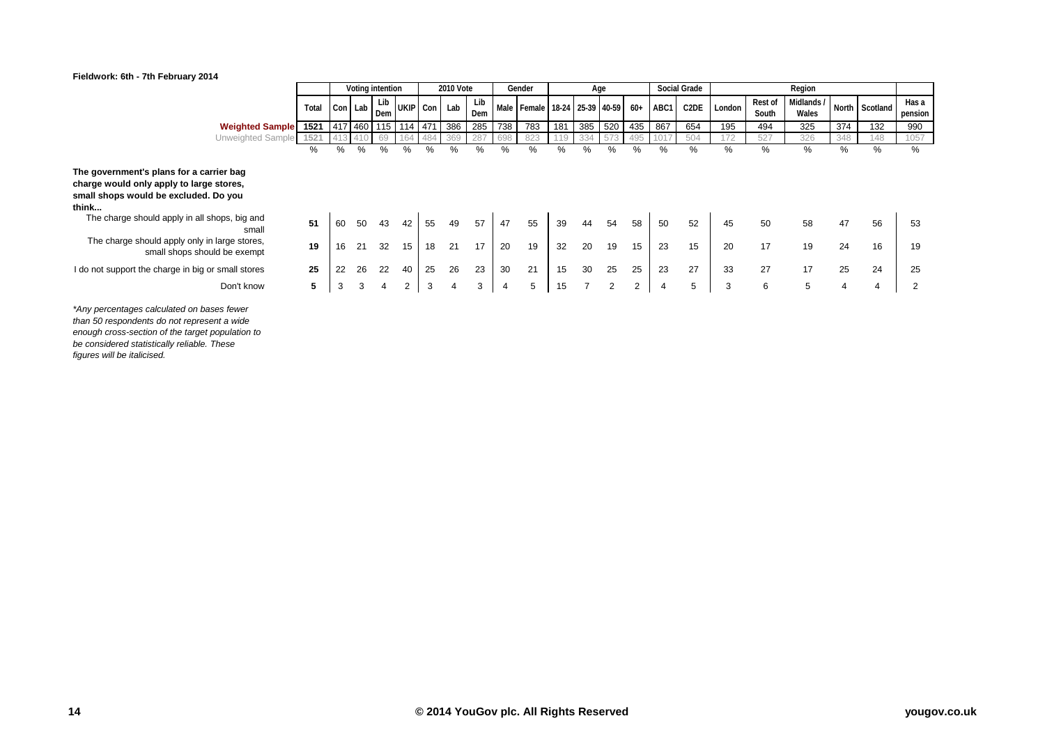Fieldwork: 6th - 7th February 2014

| | | Voting intention | | | | 2010 Vote | | | Gender | | Age | | | | Social Grade | | Region | | | | | |
|---|---|---|---|---|---|---|---|---|---|---|---|---|---|---|---|---|---|---|---|---|---|---|
| | Total | Con | Lab | Lib Dem | UKIP | Con | Lab | Lib Dem | Male | Female | 18-24 | 25-39 | 40-59 | 60+ | ABC1 | C2DE | London | Rest of South | Midlands / Wales | North | Scotland | Has a pension |
| **Weighted Sample** | 1521 | 417 | 460 | 115 | 114 | 471 | 386 | 285 | 738 | 783 | 181 | 385 | 520 | 435 | 867 | 654 | 195 | 494 | 325 | 374 | 132 | 990 |
| Unweighted Sample | 1521 | 413 | 410 | 69 | 164 | 484 | 369 | 287 | 698 | 823 | 119 | 334 | 573 | 495 | 1017 | 504 | 172 | 527 | 326 | 348 | 148 | 1057 |
| | % | % | % | % | % | % | % | % | % | % | % | % | % | % | % | % | % | % | % | % | % | % |
| **The government's plans for a carrier bag charge would only apply to large stores, small shops would be excluded. Do you think...** | | | | | | | | | | | | | | | | | | | | | | |
| The charge should apply in all shops, big and small | 51 | 60 | 50 | 43 | 42 | 55 | 49 | 57 | 47 | 55 | 39 | 44 | 54 | 58 | 50 | 52 | 45 | 50 | 58 | 47 | 56 | 53 |
| The charge should apply only in large stores, small shops should be exempt | 19 | 16 | 21 | 32 | 15 | 18 | 21 | 17 | 20 | 19 | 32 | 20 | 19 | 15 | 23 | 15 | 20 | 17 | 19 | 24 | 16 | 19 |
| I do not support the charge in big or small stores | 25 | 22 | 26 | 22 | 40 | 25 | 26 | 23 | 30 | 21 | 15 | 30 | 25 | 25 | 23 | 27 | 33 | 27 | 17 | 25 | 24 | 25 |
| Don't know | 5 | 3 | 3 | 4 | 2 | 3 | 4 | 3 | 4 | 5 | 15 | 7 | 2 | 2 | 4 | 5 | 3 | 6 | 5 | 4 | 4 | 2 |

*\*Any percentages calculated on bases fewer than 50 respondents do not represent a wide enough cross-section of the target population to be considered statistically reliable. These figures will be italicised.*

© 2014 YouGov plc. All Rights Reserved

yougov.co.uk